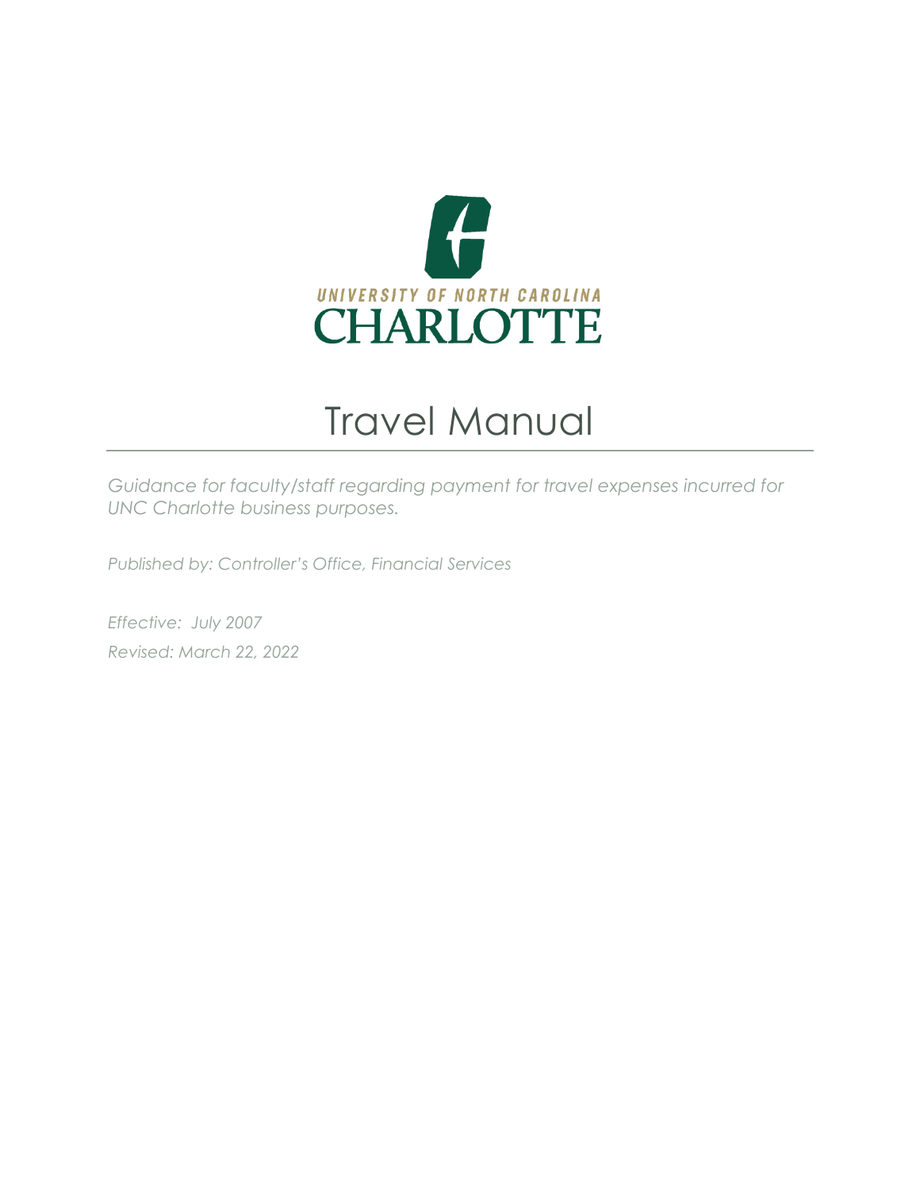UNIVERSITY OF NORTH CAROLINA
CHARLOTTE

# Travel Manual

*Guidance for faculty/staff regarding payment for travel expenses incurred for UNC Charlotte business purposes.*

*Published by: Controller's Office, Financial Services*

*Effective: July 2007*

*Revised: March 22, 2022*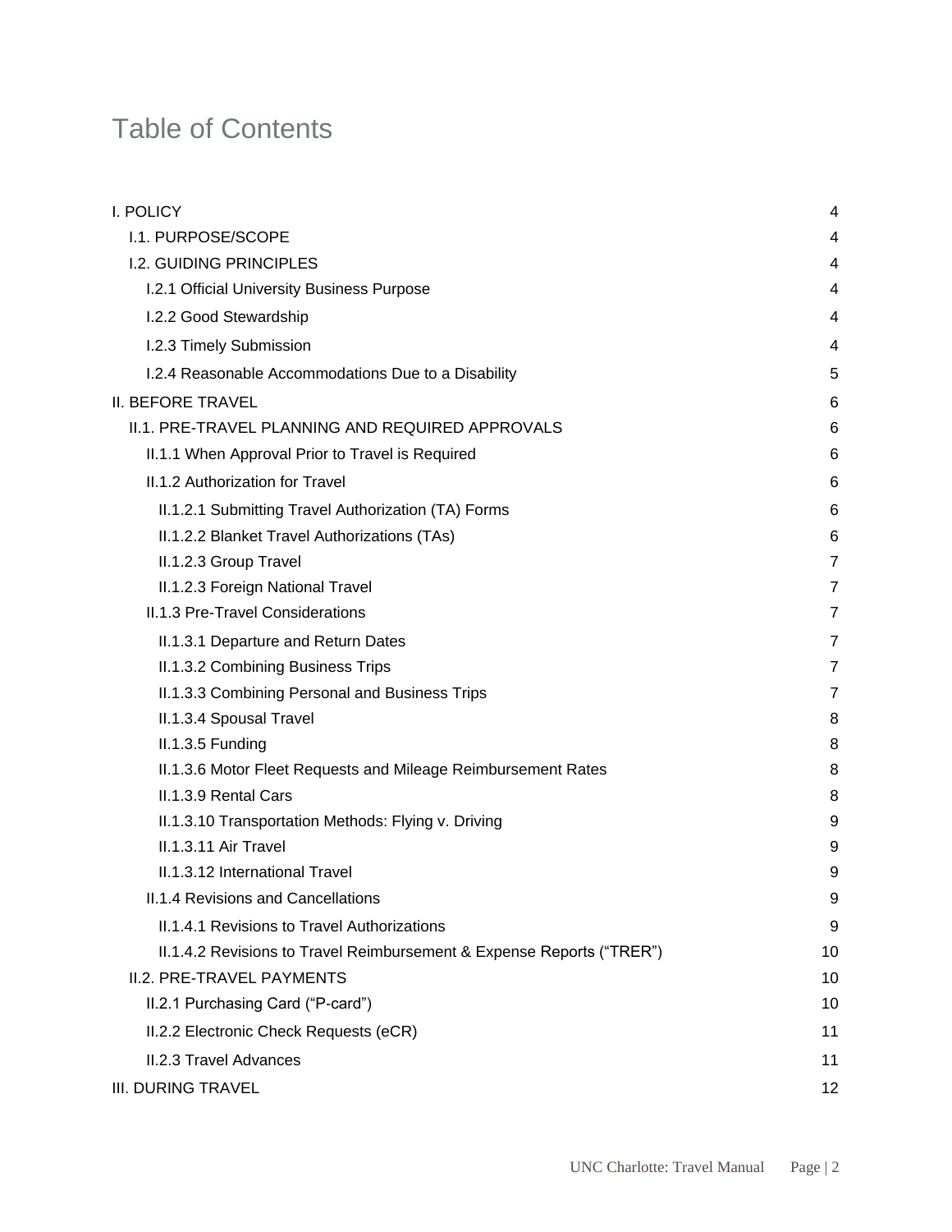# Table of Contents

| | |
|---|---|
| I. POLICY | 4 |
| I.1. PURPOSE/SCOPE | 4 |
| I.2. GUIDING PRINCIPLES | 4 |
| I.2.1 Official University Business Purpose | 4 |
| I.2.2 Good Stewardship | 4 |
| I.2.3 Timely Submission | 4 |
| I.2.4 Reasonable Accommodations Due to a Disability | 5 |
| II. BEFORE TRAVEL | 6 |
| II.1. PRE-TRAVEL PLANNING AND REQUIRED APPROVALS | 6 |
| II.1.1 When Approval Prior to Travel is Required | 6 |
| II.1.2 Authorization for Travel | 6 |
| II.1.2.1 Submitting Travel Authorization (TA) Forms | 6 |
| II.1.2.2 Blanket Travel Authorizations (TAs) | 6 |
| II.1.2.3 Group Travel | 7 |
| II.1.2.3 Foreign National Travel | 7 |
| II.1.3 Pre-Travel Considerations | 7 |
| II.1.3.1 Departure and Return Dates | 7 |
| II.1.3.2 Combining Business Trips | 7 |
| II.1.3.3 Combining Personal and Business Trips | 7 |
| II.1.3.4 Spousal Travel | 8 |
| II.1.3.5 Funding | 8 |
| II.1.3.6 Motor Fleet Requests and Mileage Reimbursement Rates | 8 |
| II.1.3.9 Rental Cars | 8 |
| II.1.3.10 Transportation Methods: Flying v. Driving | 9 |
| II.1.3.11 Air Travel | 9 |
| II.1.3.12 International Travel | 9 |
| II.1.4 Revisions and Cancellations | 9 |
| II.1.4.1 Revisions to Travel Authorizations | 9 |
| II.1.4.2 Revisions to Travel Reimbursement & Expense Reports ("TRER") | 10 |
| II.2. PRE-TRAVEL PAYMENTS | 10 |
| II.2.1 Purchasing Card ("P-card") | 10 |
| II.2.2 Electronic Check Requests (eCR) | 11 |
| II.2.3 Travel Advances | 11 |
| III. DURING TRAVEL | 12 |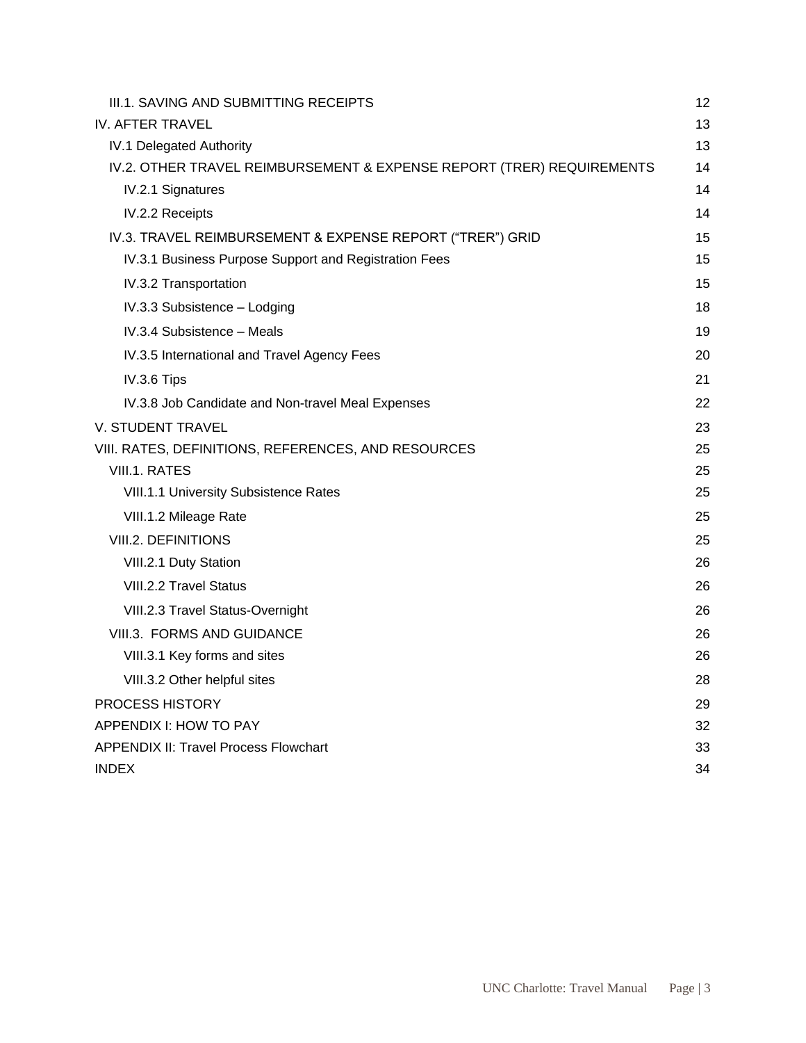III.1. SAVING AND SUBMITTING RECEIPTS 12

IV. AFTER TRAVEL 13

IV.1 Delegated Authority 13

IV.2. OTHER TRAVEL REIMBURSEMENT & EXPENSE REPORT (TRER) REQUIREMENTS 14

IV.2.1 Signatures 14

IV.2.2 Receipts 14

IV.3. TRAVEL REIMBURSEMENT & EXPENSE REPORT ("TRER") GRID 15

IV.3.1 Business Purpose Support and Registration Fees 15

IV.3.2 Transportation 15

IV.3.3 Subsistence – Lodging 18

IV.3.4 Subsistence – Meals 19

IV.3.5 International and Travel Agency Fees 20

IV.3.6 Tips 21

IV.3.8 Job Candidate and Non-travel Meal Expenses 22

V. STUDENT TRAVEL 23

VIII. RATES, DEFINITIONS, REFERENCES, AND RESOURCES 25

VIII.1. RATES 25

VIII.1.1 University Subsistence Rates 25

VIII.1.2 Mileage Rate 25

VIII.2. DEFINITIONS 25

VIII.2.1 Duty Station 26

VIII.2.2 Travel Status 26

VIII.2.3 Travel Status-Overnight 26

VIII.3. FORMS AND GUIDANCE 26

VIII.3.1 Key forms and sites 26

VIII.3.2 Other helpful sites 28

PROCESS HISTORY 29

APPENDIX I: HOW TO PAY 32

APPENDIX II: Travel Process Flowchart 33

INDEX 34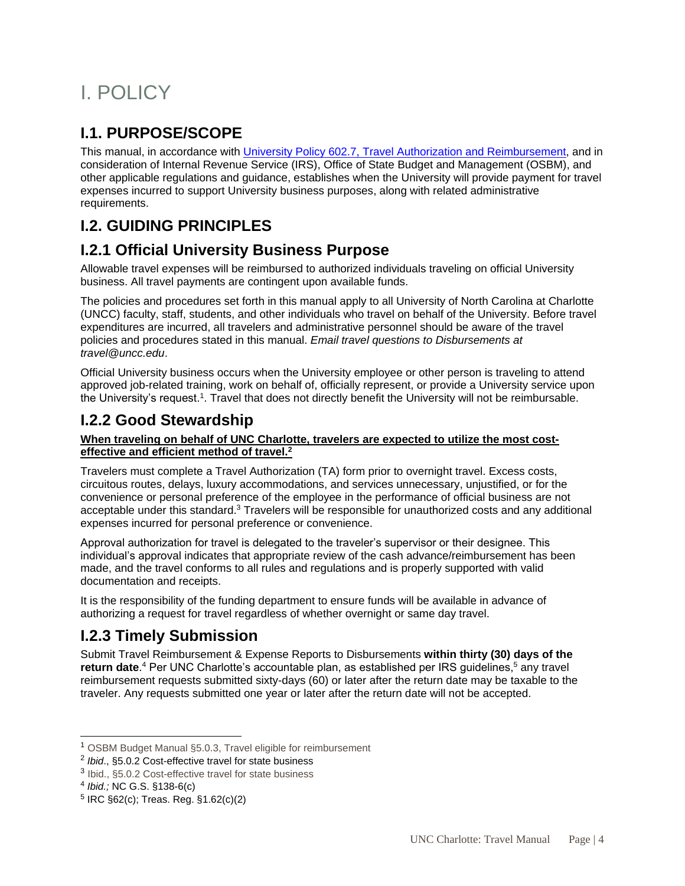# I. POLICY

## I.1. PURPOSE/SCOPE

This manual, in accordance with [University Policy 602.7, Travel Authorization and Reimbursement](), and in consideration of Internal Revenue Service (IRS), Office of State Budget and Management (OSBM), and other applicable regulations and guidance, establishes when the University will provide payment for travel expenses incurred to support University business purposes, along with related administrative requirements.

## I.2. GUIDING PRINCIPLES

## I.2.1 Official University Business Purpose

Allowable travel expenses will be reimbursed to authorized individuals traveling on official University business. All travel payments are contingent upon available funds.

The policies and procedures set forth in this manual apply to all University of North Carolina at Charlotte (UNCC) faculty, staff, students, and other individuals who travel on behalf of the University. Before travel expenditures are incurred, all travelers and administrative personnel should be aware of the travel policies and procedures stated in this manual. *Email travel questions to Disbursements at travel@uncc.edu*.

Official University business occurs when the University employee or other person is traveling to attend approved job-related training, work on behalf of, officially represent, or provide a University service upon the University's request.[1]. Travel that does not directly benefit the University will not be reimbursable.

## I.2.2 Good Stewardship

**When traveling on behalf of UNC Charlotte, travelers are expected to utilize the most cost-effective and efficient method of travel.[2]**

Travelers must complete a Travel Authorization (TA) form prior to overnight travel. Excess costs, circuitous routes, delays, luxury accommodations, and services unnecessary, unjustified, or for the convenience or personal preference of the employee in the performance of official business are not acceptable under this standard.[3] Travelers will be responsible for unauthorized costs and any additional expenses incurred for personal preference or convenience.

Approval authorization for travel is delegated to the traveler's supervisor or their designee. This individual's approval indicates that appropriate review of the cash advance/reimbursement has been made, and the travel conforms to all rules and regulations and is properly supported with valid documentation and receipts.

It is the responsibility of the funding department to ensure funds will be available in advance of authorizing a request for travel regardless of whether overnight or same day travel.

## I.2.3 Timely Submission

Submit Travel Reimbursement & Expense Reports to Disbursements **within thirty (30) days of the return date**.[4] Per UNC Charlotte's accountable plan, as established per IRS guidelines,[5] any travel reimbursement requests submitted sixty-days (60) or later after the return date may be taxable to the traveler. Any requests submitted one year or later after the return date will not be accepted.

---

[1] OSBM Budget Manual §5.0.3, Travel eligible for reimbursement

[2] *Ibid*., §5.0.2 Cost-effective travel for state business

[3] Ibid., §5.0.2 Cost-effective travel for state business

[4] *Ibid.;* NC G.S. §138-6(c)

[5] IRC §62(c); Treas. Reg. §1.62(c)(2)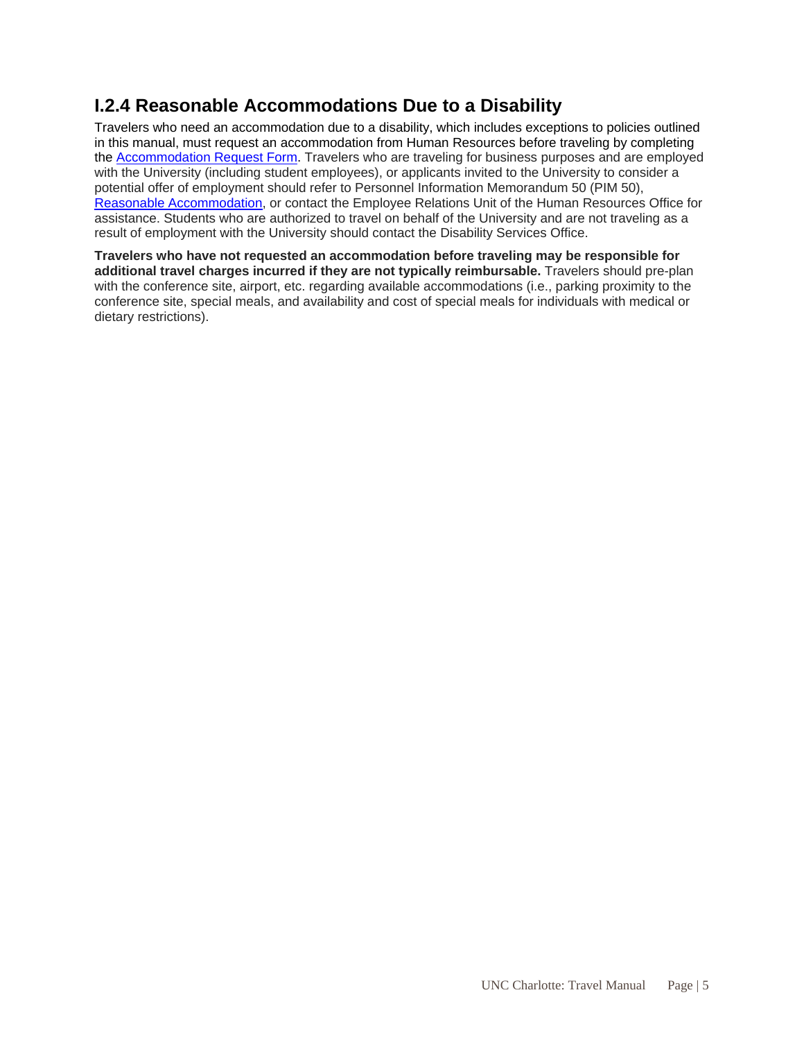### I.2.4 Reasonable Accommodations Due to a Disability

Travelers who need an accommodation due to a disability, which includes exceptions to policies outlined in this manual, must request an accommodation from Human Resources before traveling by completing the Accommodation Request Form. Travelers who are traveling for business purposes and are employed with the University (including student employees), or applicants invited to the University to consider a potential offer of employment should refer to Personnel Information Memorandum 50 (PIM 50), Reasonable Accommodation, or contact the Employee Relations Unit of the Human Resources Office for assistance. Students who are authorized to travel on behalf of the University and are not traveling as a result of employment with the University should contact the Disability Services Office.

**Travelers who have not requested an accommodation before traveling may be responsible for additional travel charges incurred if they are not typically reimbursable.** Travelers should pre-plan with the conference site, airport, etc. regarding available accommodations (i.e., parking proximity to the conference site, special meals, and availability and cost of special meals for individuals with medical or dietary restrictions).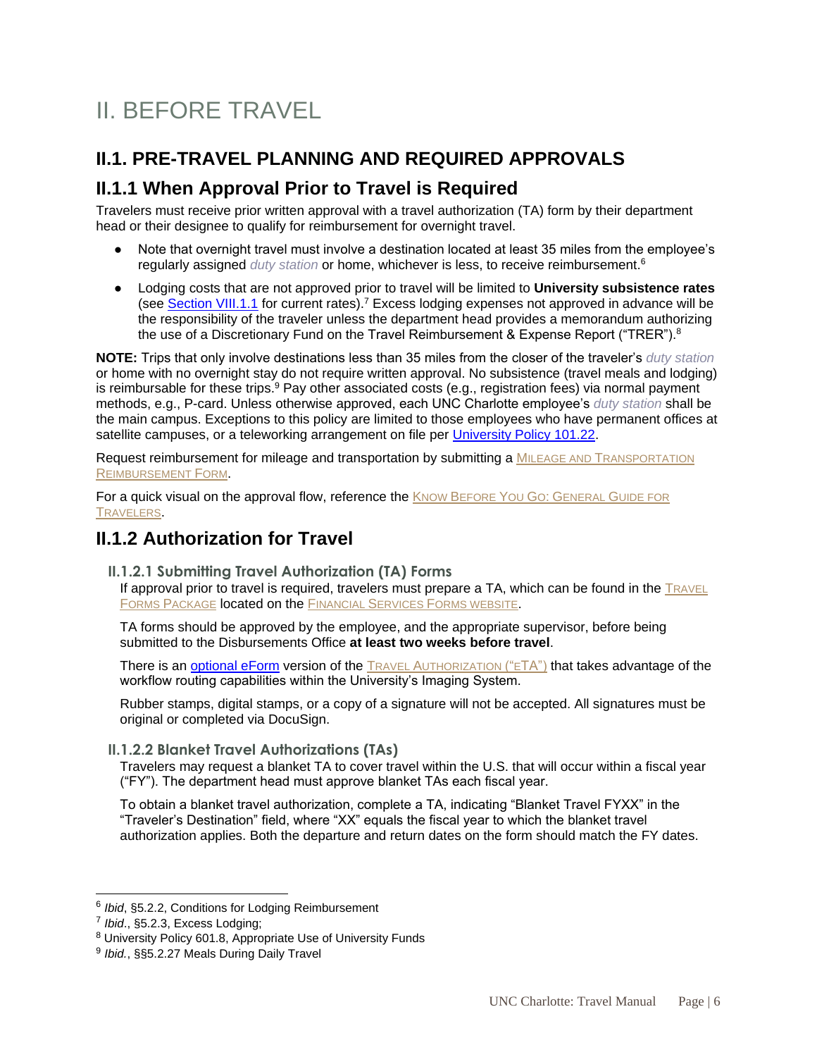# II. BEFORE TRAVEL

## II.1. PRE-TRAVEL PLANNING AND REQUIRED APPROVALS

## II.1.1 When Approval Prior to Travel is Required

Travelers must receive prior written approval with a travel authorization (TA) form by their department head or their designee to qualify for reimbursement for overnight travel.

- Note that overnight travel must involve a destination located at least 35 miles from the employee's regularly assigned *duty station* or home, whichever is less, to receive reimbursement.[6]
- Lodging costs that are not approved prior to travel will be limited to **University subsistence rates** (see Section VIII.1.1 for current rates).[7] Excess lodging expenses not approved in advance will be the responsibility of the traveler unless the department head provides a memorandum authorizing the use of a Discretionary Fund on the Travel Reimbursement & Expense Report ("TRER").[8]

**NOTE:** Trips that only involve destinations less than 35 miles from the closer of the traveler's *duty station* or home with no overnight stay do not require written approval. No subsistence (travel meals and lodging) is reimbursable for these trips.[9] Pay other associated costs (e.g., registration fees) via normal payment methods, e.g., P-card. Unless otherwise approved, each UNC Charlotte employee's *duty station* shall be the main campus. Exceptions to this policy are limited to those employees who have permanent offices at satellite campuses, or a teleworking arrangement on file per University Policy 101.22.

Request reimbursement for mileage and transportation by submitting a Mileage and Transportation Reimbursement Form.

For a quick visual on the approval flow, reference the Know Before You Go: General Guide for Travelers.

## II.1.2 Authorization for Travel

### II.1.2.1 Submitting Travel Authorization (TA) Forms

If approval prior to travel is required, travelers must prepare a TA, which can be found in the Travel Forms Package located on the Financial Services Forms website.

TA forms should be approved by the employee, and the appropriate supervisor, before being submitted to the Disbursements Office **at least two weeks before travel**.

There is an optional eForm version of the Travel Authorization ("eTA") that takes advantage of the workflow routing capabilities within the University's Imaging System.

Rubber stamps, digital stamps, or a copy of a signature will not be accepted. All signatures must be original or completed via DocuSign.

### II.1.2.2 Blanket Travel Authorizations (TAs)

Travelers may request a blanket TA to cover travel within the U.S. that will occur within a fiscal year ("FY"). The department head must approve blanket TAs each fiscal year.

To obtain a blanket travel authorization, complete a TA, indicating "Blanket Travel FYXX" in the "Traveler's Destination" field, where "XX" equals the fiscal year to which the blanket travel authorization applies. Both the departure and return dates on the form should match the FY dates.

---

[6] *Ibid*, §5.2.2, Conditions for Lodging Reimbursement

[7] *Ibid*., §5.2.3, Excess Lodging;

[8] University Policy 601.8, Appropriate Use of University Funds

[9] *Ibid.*, §§5.2.27 Meals During Daily Travel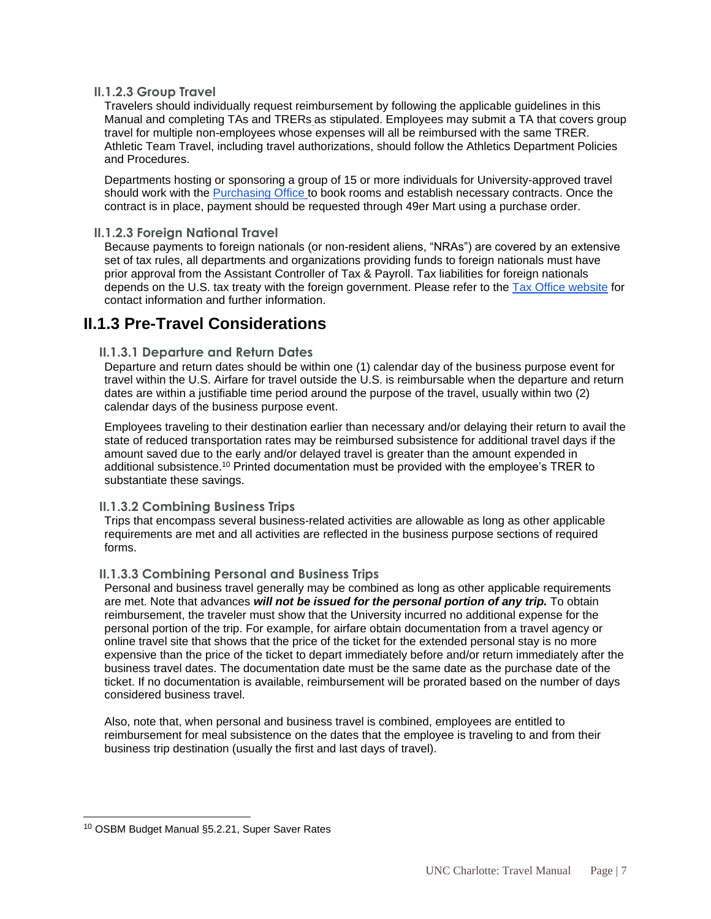#### II.1.2.3 Group Travel

Travelers should individually request reimbursement by following the applicable guidelines in this Manual and completing TAs and TRERs as stipulated. Employees may submit a TA that covers group travel for multiple non-employees whose expenses will all be reimbursed with the same TRER. Athletic Team Travel, including travel authorizations, should follow the Athletics Department Policies and Procedures.

Departments hosting or sponsoring a group of 15 or more individuals for University-approved travel should work with the Purchasing Office to book rooms and establish necessary contracts. Once the contract is in place, payment should be requested through 49er Mart using a purchase order.

#### II.1.2.3 Foreign National Travel

Because payments to foreign nationals (or non-resident aliens, "NRAs") are covered by an extensive set of tax rules, all departments and organizations providing funds to foreign nationals must have prior approval from the Assistant Controller of Tax & Payroll. Tax liabilities for foreign nationals depends on the U.S. tax treaty with the foreign government. Please refer to the Tax Office website for contact information and further information.

## II.1.3 Pre-Travel Considerations

#### II.1.3.1 Departure and Return Dates

Departure and return dates should be within one (1) calendar day of the business purpose event for travel within the U.S. Airfare for travel outside the U.S. is reimbursable when the departure and return dates are within a justifiable time period around the purpose of the travel, usually within two (2) calendar days of the business purpose event.

Employees traveling to their destination earlier than necessary and/or delaying their return to avail the state of reduced transportation rates may be reimbursed subsistence for additional travel days if the amount saved due to the early and/or delayed travel is greater than the amount expended in additional subsistence.[10] Printed documentation must be provided with the employee's TRER to substantiate these savings.

#### II.1.3.2 Combining Business Trips

Trips that encompass several business-related activities are allowable as long as other applicable requirements are met and all activities are reflected in the business purpose sections of required forms.

#### II.1.3.3 Combining Personal and Business Trips

Personal and business travel generally may be combined as long as other applicable requirements are met. Note that advances ***will not be issued for the personal portion of any trip.*** To obtain reimbursement, the traveler must show that the University incurred no additional expense for the personal portion of the trip. For example, for airfare obtain documentation from a travel agency or online travel site that shows that the price of the ticket for the extended personal stay is no more expensive than the price of the ticket to depart immediately before and/or return immediately after the business travel dates. The documentation date must be the same date as the purchase date of the ticket. If no documentation is available, reimbursement will be prorated based on the number of days considered business travel.

Also, note that, when personal and business travel is combined, employees are entitled to reimbursement for meal subsistence on the dates that the employee is traveling to and from their business trip destination (usually the first and last days of travel).

---

[10] OSBM Budget Manual §5.2.21, Super Saver Rates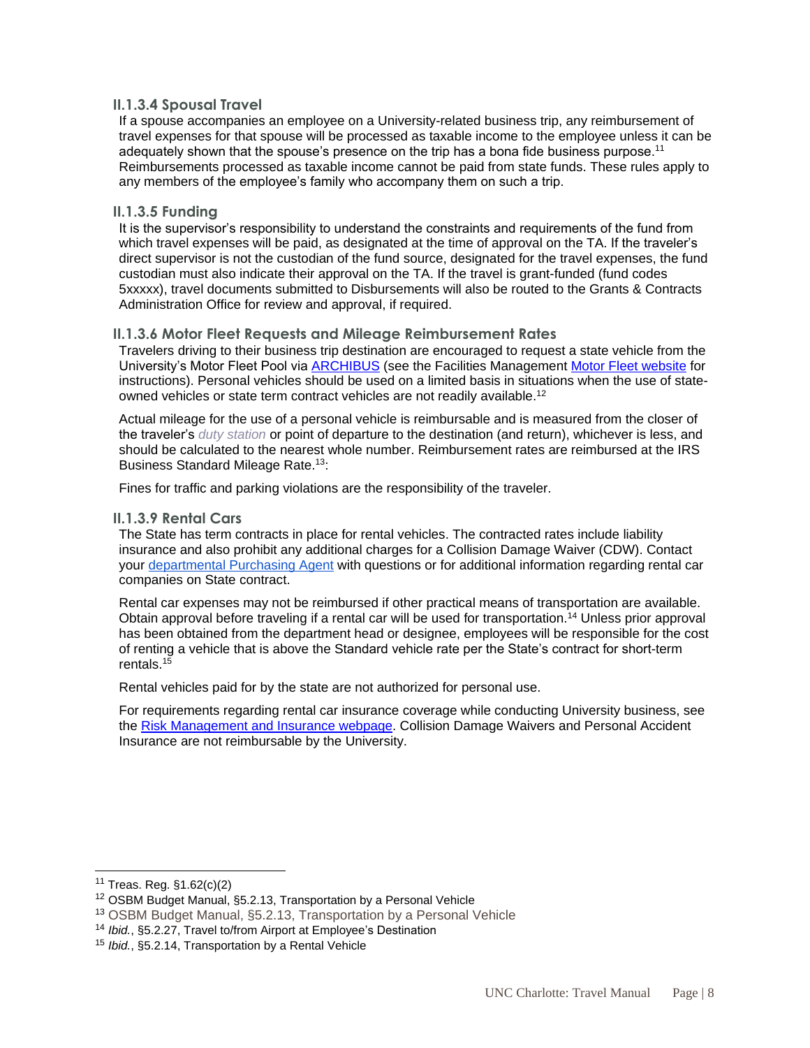### II.1.3.4 Spousal Travel

If a spouse accompanies an employee on a University-related business trip, any reimbursement of travel expenses for that spouse will be processed as taxable income to the employee unless it can be adequately shown that the spouse's presence on the trip has a bona fide business purpose.[11] Reimbursements processed as taxable income cannot be paid from state funds. These rules apply to any members of the employee's family who accompany them on such a trip.

### II.1.3.5 Funding

It is the supervisor's responsibility to understand the constraints and requirements of the fund from which travel expenses will be paid, as designated at the time of approval on the TA. If the traveler's direct supervisor is not the custodian of the fund source, designated for the travel expenses, the fund custodian must also indicate their approval on the TA. If the travel is grant-funded (fund codes 5xxxxx), travel documents submitted to Disbursements will also be routed to the Grants & Contracts Administration Office for review and approval, if required.

### II.1.3.6 Motor Fleet Requests and Mileage Reimbursement Rates

Travelers driving to their business trip destination are encouraged to request a state vehicle from the University's Motor Fleet Pool via ARCHIBUS (see the Facilities Management Motor Fleet website for instructions). Personal vehicles should be used on a limited basis in situations when the use of state-owned vehicles or state term contract vehicles are not readily available.[12]

Actual mileage for the use of a personal vehicle is reimbursable and is measured from the closer of the traveler's *duty station* or point of departure to the destination (and return), whichever is less, and should be calculated to the nearest whole number. Reimbursement rates are reimbursed at the IRS Business Standard Mileage Rate.[13]:

Fines for traffic and parking violations are the responsibility of the traveler.

### II.1.3.9 Rental Cars

The State has term contracts in place for rental vehicles. The contracted rates include liability insurance and also prohibit any additional charges for a Collision Damage Waiver (CDW). Contact your departmental Purchasing Agent with questions or for additional information regarding rental car companies on State contract.

Rental car expenses may not be reimbursed if other practical means of transportation are available. Obtain approval before traveling if a rental car will be used for transportation.[14] Unless prior approval has been obtained from the department head or designee, employees will be responsible for the cost of renting a vehicle that is above the Standard vehicle rate per the State's contract for short-term rentals.[15]

Rental vehicles paid for by the state are not authorized for personal use.

For requirements regarding rental car insurance coverage while conducting University business, see the Risk Management and Insurance webpage. Collision Damage Waivers and Personal Accident Insurance are not reimbursable by the University.

---

[11] Treas. Reg. §1.62(c)(2)
[12] OSBM Budget Manual, §5.2.13, Transportation by a Personal Vehicle
[13] OSBM Budget Manual, §5.2.13, Transportation by a Personal Vehicle
[14] *Ibid.*, §5.2.27, Travel to/from Airport at Employee's Destination
[15] *Ibid.*, §5.2.14, Transportation by a Rental Vehicle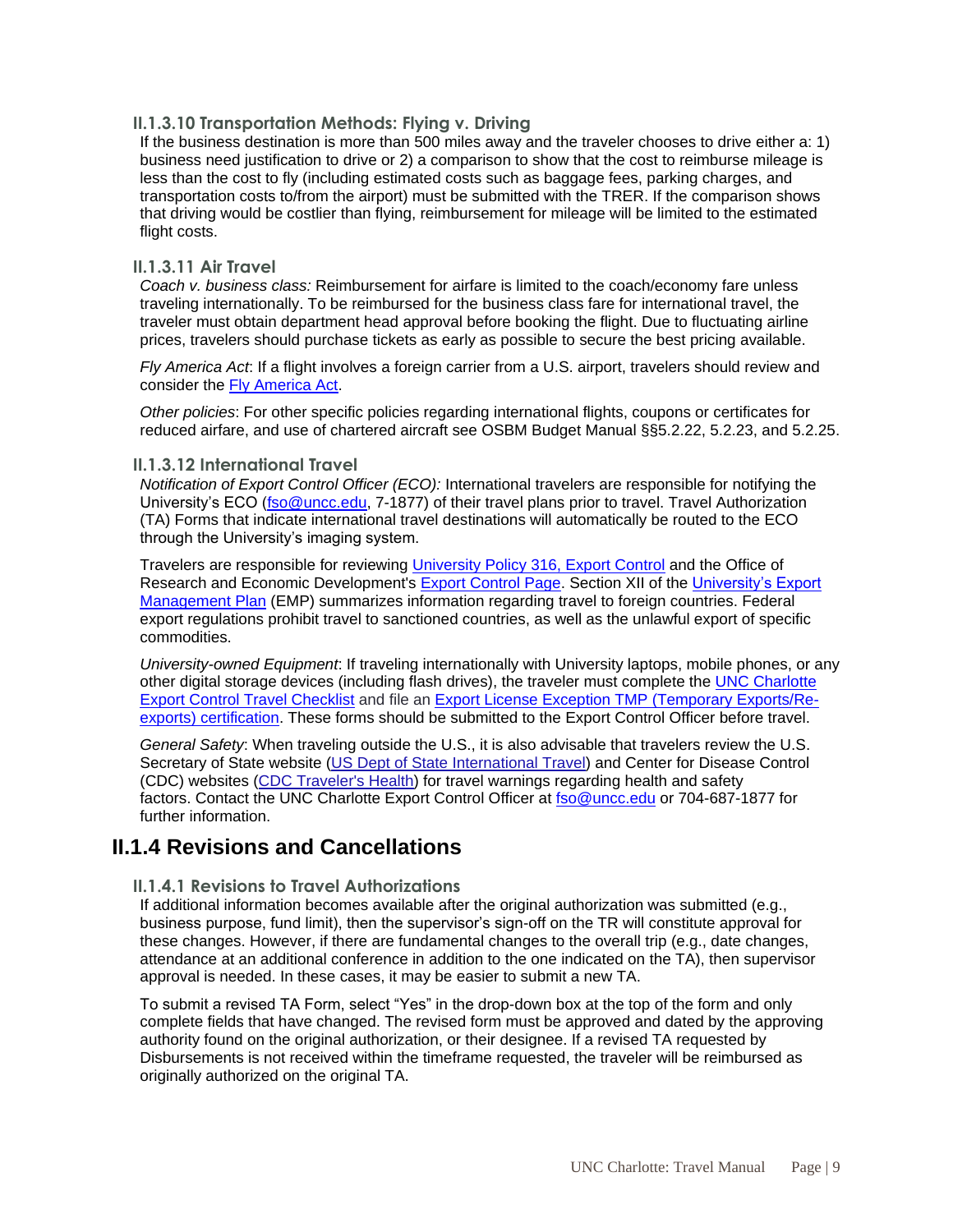### II.1.3.10 Transportation Methods: Flying v. Driving

If the business destination is more than 500 miles away and the traveler chooses to drive either a: 1) business need justification to drive or 2) a comparison to show that the cost to reimburse mileage is less than the cost to fly (including estimated costs such as baggage fees, parking charges, and transportation costs to/from the airport) must be submitted with the TRER. If the comparison shows that driving would be costlier than flying, reimbursement for mileage will be limited to the estimated flight costs.

### II.1.3.11 Air Travel

*Coach v. business class:* Reimbursement for airfare is limited to the coach/economy fare unless traveling internationally. To be reimbursed for the business class fare for international travel, the traveler must obtain department head approval before booking the flight. Due to fluctuating airline prices, travelers should purchase tickets as early as possible to secure the best pricing available.

*Fly America Act*: If a flight involves a foreign carrier from a U.S. airport, travelers should review and consider the Fly America Act.

*Other policies*: For other specific policies regarding international flights, coupons or certificates for reduced airfare, and use of chartered aircraft see OSBM Budget Manual §§5.2.22, 5.2.23, and 5.2.25.

### II.1.3.12 International Travel

*Notification of Export Control Officer (ECO):* International travelers are responsible for notifying the University's ECO (fso@uncc.edu, 7-1877) of their travel plans prior to travel. Travel Authorization (TA) Forms that indicate international travel destinations will automatically be routed to the ECO through the University's imaging system.

Travelers are responsible for reviewing University Policy 316, Export Control and the Office of Research and Economic Development's Export Control Page. Section XII of the University's Export Management Plan (EMP) summarizes information regarding travel to foreign countries. Federal export regulations prohibit travel to sanctioned countries, as well as the unlawful export of specific commodities.

*University-owned Equipment*: If traveling internationally with University laptops, mobile phones, or any other digital storage devices (including flash drives), the traveler must complete the UNC Charlotte Export Control Travel Checklist and file an Export License Exception TMP (Temporary Exports/Re-exports) certification. These forms should be submitted to the Export Control Officer before travel.

*General Safety*: When traveling outside the U.S., it is also advisable that travelers review the U.S. Secretary of State website (US Dept of State International Travel) and Center for Disease Control (CDC) websites (CDC Traveler's Health) for travel warnings regarding health and safety factors. Contact the UNC Charlotte Export Control Officer at fso@uncc.edu or 704-687-1877 for further information.

## II.1.4 Revisions and Cancellations

### II.1.4.1 Revisions to Travel Authorizations

If additional information becomes available after the original authorization was submitted (e.g., business purpose, fund limit), then the supervisor's sign-off on the TR will constitute approval for these changes. However, if there are fundamental changes to the overall trip (e.g., date changes, attendance at an additional conference in addition to the one indicated on the TA), then supervisor approval is needed. In these cases, it may be easier to submit a new TA.

To submit a revised TA Form, select "Yes" in the drop-down box at the top of the form and only complete fields that have changed. The revised form must be approved and dated by the approving authority found on the original authorization, or their designee. If a revised TA requested by Disbursements is not received within the timeframe requested, the traveler will be reimbursed as originally authorized on the original TA.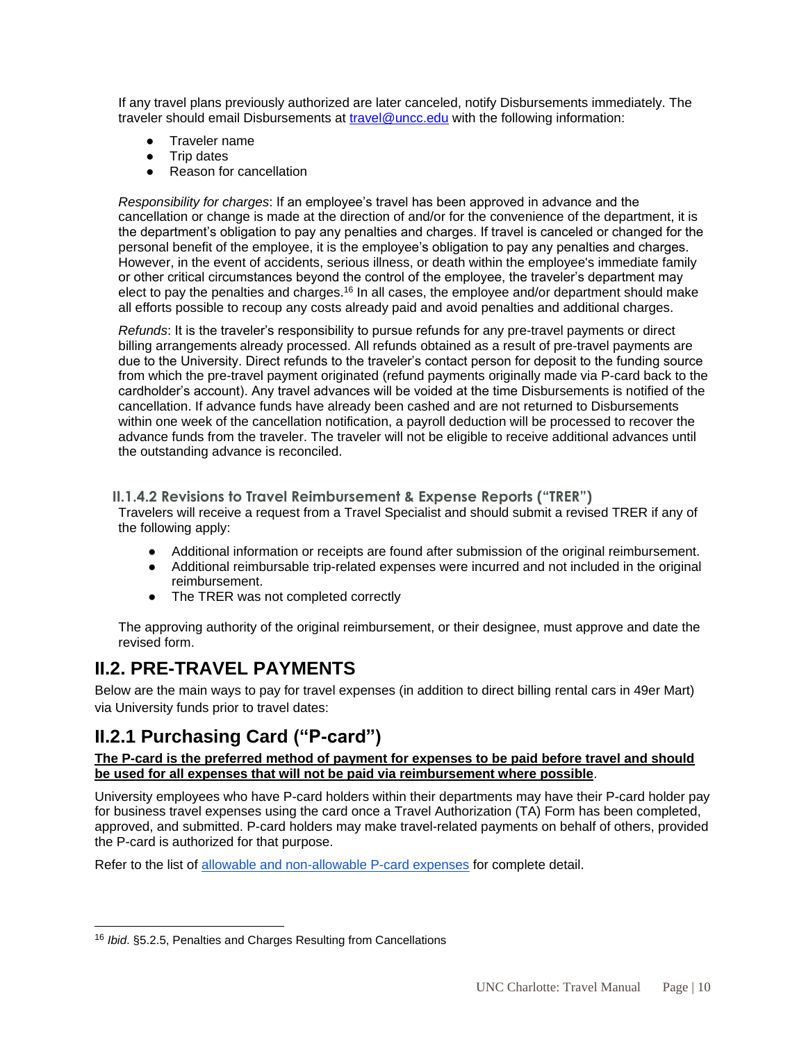If any travel plans previously authorized are later canceled, notify Disbursements immediately. The traveler should email Disbursements at [travel@uncc.edu](mailto:travel@uncc.edu) with the following information:

- Traveler name
- Trip dates
- Reason for cancellation

*Responsibility for charges*: If an employee's travel has been approved in advance and the cancellation or change is made at the direction of and/or for the convenience of the department, it is the department's obligation to pay any penalties and charges. If travel is canceled or changed for the personal benefit of the employee, it is the employee's obligation to pay any penalties and charges. However, in the event of accidents, serious illness, or death within the employee's immediate family or other critical circumstances beyond the control of the employee, the traveler's department may elect to pay the penalties and charges.[16] In all cases, the employee and/or department should make all efforts possible to recoup any costs already paid and avoid penalties and additional charges.

*Refunds*: It is the traveler's responsibility to pursue refunds for any pre-travel payments or direct billing arrangements already processed. All refunds obtained as a result of pre-travel payments are due to the University. Direct refunds to the traveler's contact person for deposit to the funding source from which the pre-travel payment originated (refund payments originally made via P-card back to the cardholder's account). Any travel advances will be voided at the time Disbursements is notified of the cancellation. If advance funds have already been cashed and are not returned to Disbursements within one week of the cancellation notification, a payroll deduction will be processed to recover the advance funds from the traveler. The traveler will not be eligible to receive additional advances until the outstanding advance is reconciled.

#### II.1.4.2 Revisions to Travel Reimbursement & Expense Reports ("TRER")

Travelers will receive a request from a Travel Specialist and should submit a revised TRER if any of the following apply:

- Additional information or receipts are found after submission of the original reimbursement.
- Additional reimbursable trip-related expenses were incurred and not included in the original reimbursement.
- The TRER was not completed correctly

The approving authority of the original reimbursement, or their designee, must approve and date the revised form.

## II.2. PRE-TRAVEL PAYMENTS

Below are the main ways to pay for travel expenses (in addition to direct billing rental cars in 49er Mart) via University funds prior to travel dates:

## II.2.1 Purchasing Card ("P-card")

**The P-card is the preferred method of payment for expenses to be paid before travel and should be used for all expenses that will not be paid via reimbursement where possible**.

University employees who have P-card holders within their departments may have their P-card holder pay for business travel expenses using the card once a Travel Authorization (TA) Form has been completed, approved, and submitted. P-card holders may make travel-related payments on behalf of others, provided the P-card is authorized for that purpose.

Refer to the list of [allowable and non-allowable P-card expenses](#) for complete detail.

---

[16] *Ibid.* §5.2.5, Penalties and Charges Resulting from Cancellations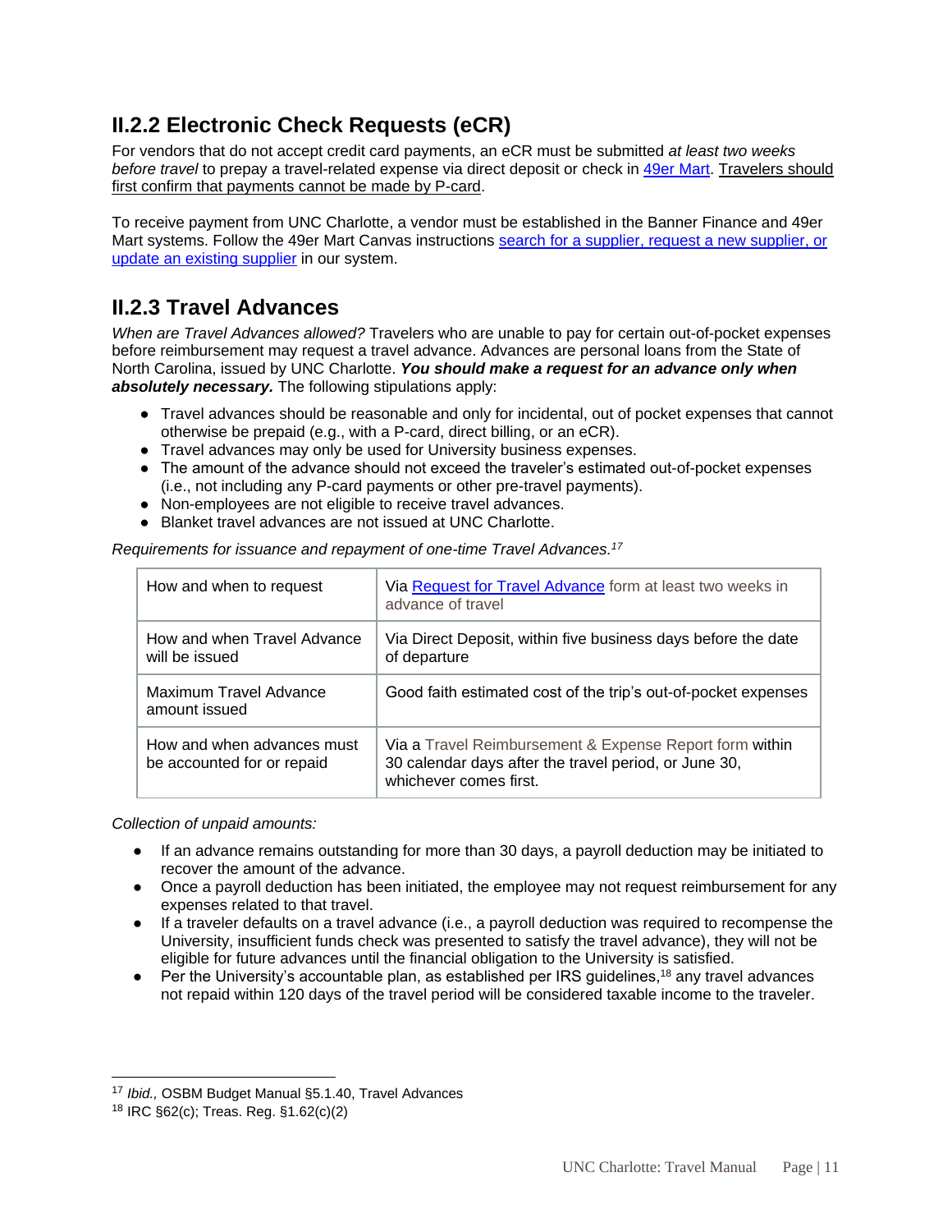## II.2.2 Electronic Check Requests (eCR)

For vendors that do not accept credit card payments, an eCR must be submitted *at least two weeks before travel* to prepay a travel-related expense via direct deposit or check in [49er Mart](). Travelers should first confirm that payments cannot be made by P-card.

To receive payment from UNC Charlotte, a vendor must be established in the Banner Finance and 49er Mart systems. Follow the 49er Mart Canvas instructions [search for a supplier, request a new supplier, or update an existing supplier]() in our system.

## II.2.3 Travel Advances

*When are Travel Advances allowed?* Travelers who are unable to pay for certain out-of-pocket expenses before reimbursement may request a travel advance. Advances are personal loans from the State of North Carolina, issued by UNC Charlotte. ***You should make a request for an advance only when absolutely necessary.*** The following stipulations apply:

- Travel advances should be reasonable and only for incidental, out of pocket expenses that cannot otherwise be prepaid (e.g., with a P-card, direct billing, or an eCR).
- Travel advances may only be used for University business expenses.
- The amount of the advance should not exceed the traveler's estimated out-of-pocket expenses (i.e., not including any P-card payments or other pre-travel payments).
- Non-employees are not eligible to receive travel advances.
- Blanket travel advances are not issued at UNC Charlotte.

*Requirements for issuance and repayment of one-time Travel Advances.*[17]

| | |
|---|---|
| How and when to request | Via [Request for Travel Advance]() form at least two weeks in advance of travel |
| How and when Travel Advance will be issued | Via Direct Deposit, within five business days before the date of departure |
| Maximum Travel Advance amount issued | Good faith estimated cost of the trip's out-of-pocket expenses |
| How and when advances must be accounted for or repaid | Via a Travel Reimbursement & Expense Report form within 30 calendar days after the travel period, or June 30, whichever comes first. |

*Collection of unpaid amounts:*

- If an advance remains outstanding for more than 30 days, a payroll deduction may be initiated to recover the amount of the advance.
- Once a payroll deduction has been initiated, the employee may not request reimbursement for any expenses related to that travel.
- If a traveler defaults on a travel advance (i.e., a payroll deduction was required to recompense the University, insufficient funds check was presented to satisfy the travel advance), they will not be eligible for future advances until the financial obligation to the University is satisfied.
- Per the University's accountable plan, as established per IRS guidelines,[18] any travel advances not repaid within 120 days of the travel period will be considered taxable income to the traveler.

---

[17] *Ibid.,* OSBM Budget Manual §5.1.40, Travel Advances

[18] IRC §62(c); Treas. Reg. §1.62(c)(2)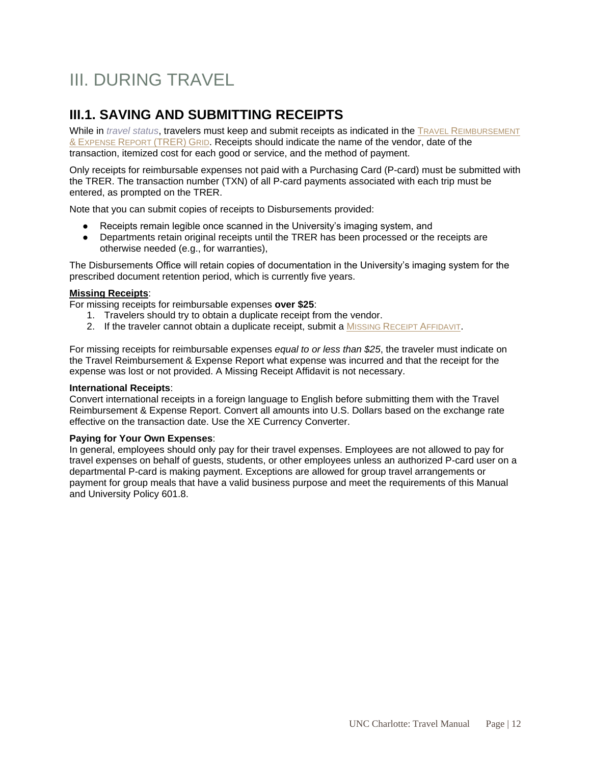# III. DURING TRAVEL

## III.1. SAVING AND SUBMITTING RECEIPTS

While in *travel status*, travelers must keep and submit receipts as indicated in the TRAVEL REIMBURSEMENT & EXPENSE REPORT (TRER) GRID. Receipts should indicate the name of the vendor, date of the transaction, itemized cost for each good or service, and the method of payment.

Only receipts for reimbursable expenses not paid with a Purchasing Card (P-card) must be submitted with the TRER. The transaction number (TXN) of all P-card payments associated with each trip must be entered, as prompted on the TRER.

Note that you can submit copies of receipts to Disbursements provided:

- Receipts remain legible once scanned in the University's imaging system, and
- Departments retain original receipts until the TRER has been processed or the receipts are otherwise needed (e.g., for warranties),

The Disbursements Office will retain copies of documentation in the University's imaging system for the prescribed document retention period, which is currently five years.

**Missing Receipts**:
For missing receipts for reimbursable expenses **over $25**:

1. Travelers should try to obtain a duplicate receipt from the vendor.
2. If the traveler cannot obtain a duplicate receipt, submit a MISSING RECEIPT AFFIDAVIT.

For missing receipts for reimbursable expenses *equal to or less than $25*, the traveler must indicate on the Travel Reimbursement & Expense Report what expense was incurred and that the receipt for the expense was lost or not provided. A Missing Receipt Affidavit is not necessary.

**International Receipts**:
Convert international receipts in a foreign language to English before submitting them with the Travel Reimbursement & Expense Report. Convert all amounts into U.S. Dollars based on the exchange rate effective on the transaction date. Use the XE Currency Converter.

**Paying for Your Own Expenses**:
In general, employees should only pay for their travel expenses. Employees are not allowed to pay for travel expenses on behalf of guests, students, or other employees unless an authorized P-card user on a departmental P-card is making payment. Exceptions are allowed for group travel arrangements or payment for group meals that have a valid business purpose and meet the requirements of this Manual and University Policy 601.8.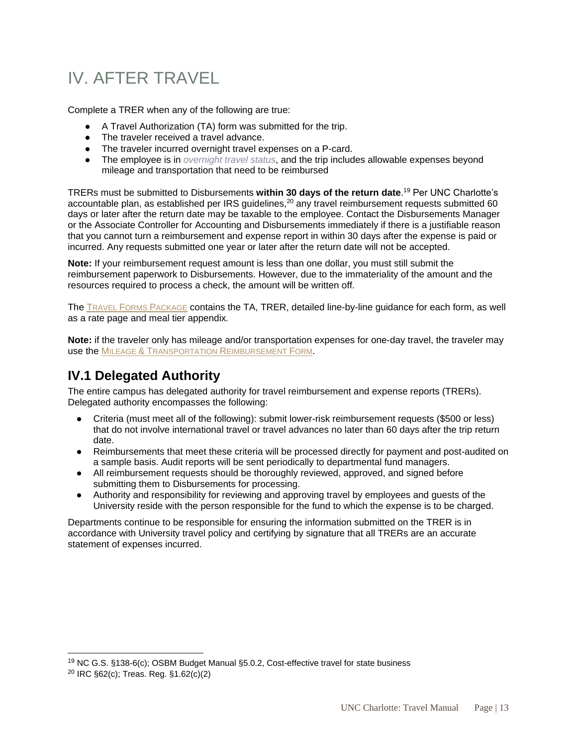# IV. AFTER TRAVEL

Complete a TRER when any of the following are true:

- A Travel Authorization (TA) form was submitted for the trip.
- The traveler received a travel advance.
- The traveler incurred overnight travel expenses on a P-card.
- The employee is in *overnight travel status*, and the trip includes allowable expenses beyond mileage and transportation that need to be reimbursed

TRERs must be submitted to Disbursements **within 30 days of the return date**.[19] Per UNC Charlotte's accountable plan, as established per IRS guidelines,[20] any travel reimbursement requests submitted 60 days or later after the return date may be taxable to the employee. Contact the Disbursements Manager or the Associate Controller for Accounting and Disbursements immediately if there is a justifiable reason that you cannot turn a reimbursement and expense report in within 30 days after the expense is paid or incurred. Any requests submitted one year or later after the return date will not be accepted.

**Note:** If your reimbursement request amount is less than one dollar, you must still submit the reimbursement paperwork to Disbursements. However, due to the immateriality of the amount and the resources required to process a check, the amount will be written off.

The Travel Forms Package contains the TA, TRER, detailed line-by-line guidance for each form, as well as a rate page and meal tier appendix.

**Note:** if the traveler only has mileage and/or transportation expenses for one-day travel, the traveler may use the Mileage & Transportation Reimbursement Form.

## IV.1 Delegated Authority

The entire campus has delegated authority for travel reimbursement and expense reports (TRERs). Delegated authority encompasses the following:

- Criteria (must meet all of the following): submit lower-risk reimbursement requests ($500 or less) that do not involve international travel or travel advances no later than 60 days after the trip return date.
- Reimbursements that meet these criteria will be processed directly for payment and post-audited on a sample basis. Audit reports will be sent periodically to departmental fund managers.
- All reimbursement requests should be thoroughly reviewed, approved, and signed before submitting them to Disbursements for processing.
- Authority and responsibility for reviewing and approving travel by employees and guests of the University reside with the person responsible for the fund to which the expense is to be charged.

Departments continue to be responsible for ensuring the information submitted on the TRER is in accordance with University travel policy and certifying by signature that all TRERs are an accurate statement of expenses incurred.

---

[19] NC G.S. §138-6(c); OSBM Budget Manual §5.0.2, Cost-effective travel for state business

[20] IRC §62(c); Treas. Reg. §1.62(c)(2)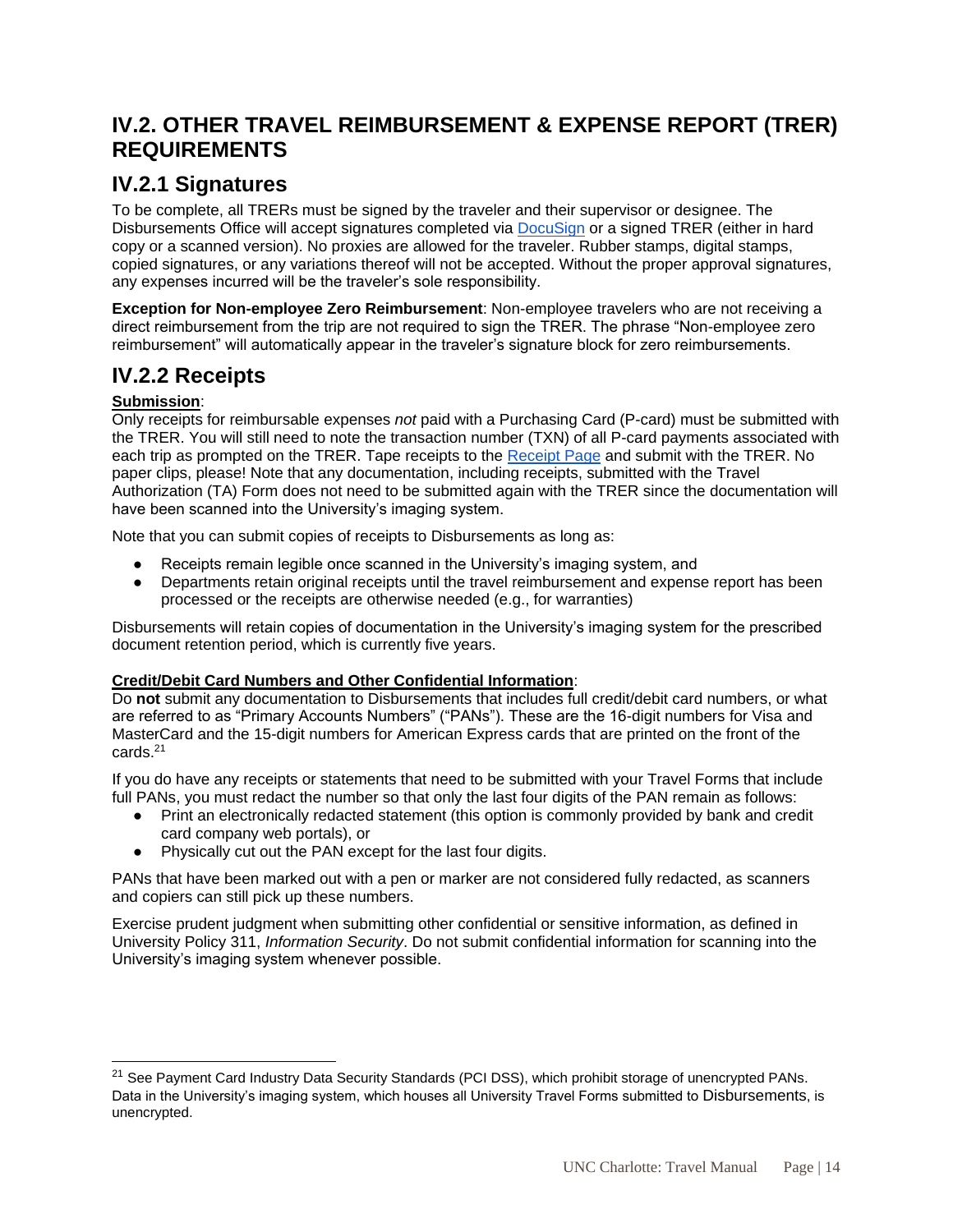## IV.2. OTHER TRAVEL REIMBURSEMENT & EXPENSE REPORT (TRER) REQUIREMENTS

### IV.2.1 Signatures

To be complete, all TRERs must be signed by the traveler and their supervisor or designee. The Disbursements Office will accept signatures completed via DocuSign or a signed TRER (either in hard copy or a scanned version). No proxies are allowed for the traveler. Rubber stamps, digital stamps, copied signatures, or any variations thereof will not be accepted. Without the proper approval signatures, any expenses incurred will be the traveler's sole responsibility.

**Exception for Non-employee Zero Reimbursement**: Non-employee travelers who are not receiving a direct reimbursement from the trip are not required to sign the TRER. The phrase "Non-employee zero reimbursement" will automatically appear in the traveler's signature block for zero reimbursements.

### IV.2.2 Receipts

**Submission**:
Only receipts for reimbursable expenses *not* paid with a Purchasing Card (P-card) must be submitted with the TRER. You will still need to note the transaction number (TXN) of all P-card payments associated with each trip as prompted on the TRER. Tape receipts to the Receipt Page and submit with the TRER. No paper clips, please! Note that any documentation, including receipts, submitted with the Travel Authorization (TA) Form does not need to be submitted again with the TRER since the documentation will have been scanned into the University's imaging system.

Note that you can submit copies of receipts to Disbursements as long as:

- Receipts remain legible once scanned in the University's imaging system, and
- Departments retain original receipts until the travel reimbursement and expense report has been processed or the receipts are otherwise needed (e.g., for warranties)

Disbursements will retain copies of documentation in the University's imaging system for the prescribed document retention period, which is currently five years.

**Credit/Debit Card Numbers and Other Confidential Information**:
Do **not** submit any documentation to Disbursements that includes full credit/debit card numbers, or what are referred to as "Primary Accounts Numbers" ("PANs"). These are the 16-digit numbers for Visa and MasterCard and the 15-digit numbers for American Express cards that are printed on the front of the cards.[21]

If you do have any receipts or statements that need to be submitted with your Travel Forms that include full PANs, you must redact the number so that only the last four digits of the PAN remain as follows:

- Print an electronically redacted statement (this option is commonly provided by bank and credit card company web portals), or
- Physically cut out the PAN except for the last four digits.

PANs that have been marked out with a pen or marker are not considered fully redacted, as scanners and copiers can still pick up these numbers.

Exercise prudent judgment when submitting other confidential or sensitive information, as defined in University Policy 311, *Information Security*. Do not submit confidential information for scanning into the University's imaging system whenever possible.

---

[21] See Payment Card Industry Data Security Standards (PCI DSS), which prohibit storage of unencrypted PANs. Data in the University's imaging system, which houses all University Travel Forms submitted to Disbursements, is unencrypted.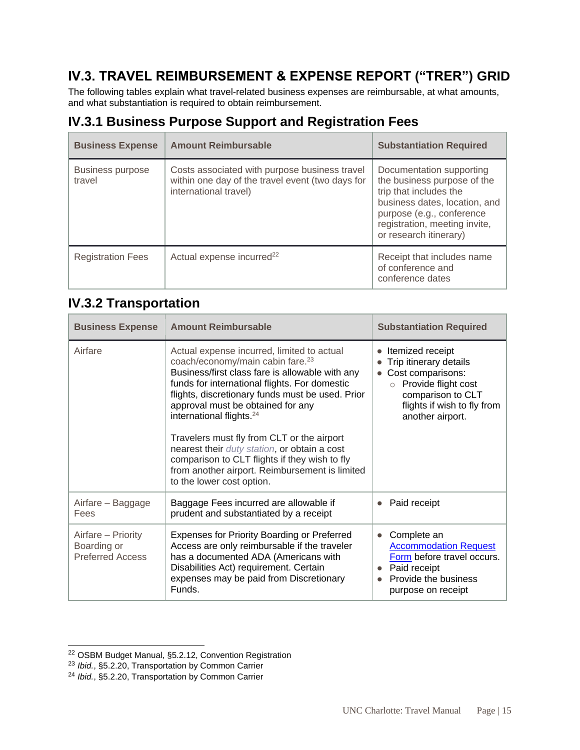## IV.3. TRAVEL REIMBURSEMENT & EXPENSE REPORT ("TRER") GRID

The following tables explain what travel-related business expenses are reimbursable, at what amounts, and what substantiation is required to obtain reimbursement.

### IV.3.1 Business Purpose Support and Registration Fees

| Business Expense | Amount Reimbursable | Substantiation Required |
|---|---|---|
| Business purpose travel | Costs associated with purpose business travel within one day of the travel event (two days for international travel) | Documentation supporting the business purpose of the trip that includes the business dates, location, and purpose (e.g., conference registration, meeting invite, or research itinerary) |
| Registration Fees | Actual expense incurred[22] | Receipt that includes name of conference and conference dates |

### IV.3.2 Transportation

| Business Expense | Amount Reimbursable | Substantiation Required |
|---|---|---|
| Airfare | Actual expense incurred, limited to actual coach/economy/main cabin fare.[23] Business/first class fare is allowable with any funds for international flights. For domestic flights, discretionary funds must be used. Prior approval must be obtained for any international flights.[24]<br><br>Travelers must fly from CLT or the airport nearest their *duty station*, or obtain a cost comparison to CLT flights if they wish to fly from another airport. Reimbursement is limited to the lower cost option. | • Itemized receipt<br>• Trip itinerary details<br>• Cost comparisons:<br>&nbsp;&nbsp;○ Provide flight cost comparison to CLT flights if wish to fly from another airport. |
| Airfare – Baggage Fees | Baggage Fees incurred are allowable if prudent and substantiated by a receipt | • Paid receipt |
| Airfare – Priority Boarding or Preferred Access | Expenses for Priority Boarding or Preferred Access are only reimbursable if the traveler has a documented ADA (Americans with Disabilities Act) requirement. Certain expenses may be paid from Discretionary Funds. | • Complete an Accommodation Request Form before travel occurs.<br>• Paid receipt<br>• Provide the business purpose on receipt |

[22] OSBM Budget Manual, §5.2.12, Convention Registration
[23] *Ibid.*, §5.2.20, Transportation by Common Carrier
[24] *Ibid.*, §5.2.20, Transportation by Common Carrier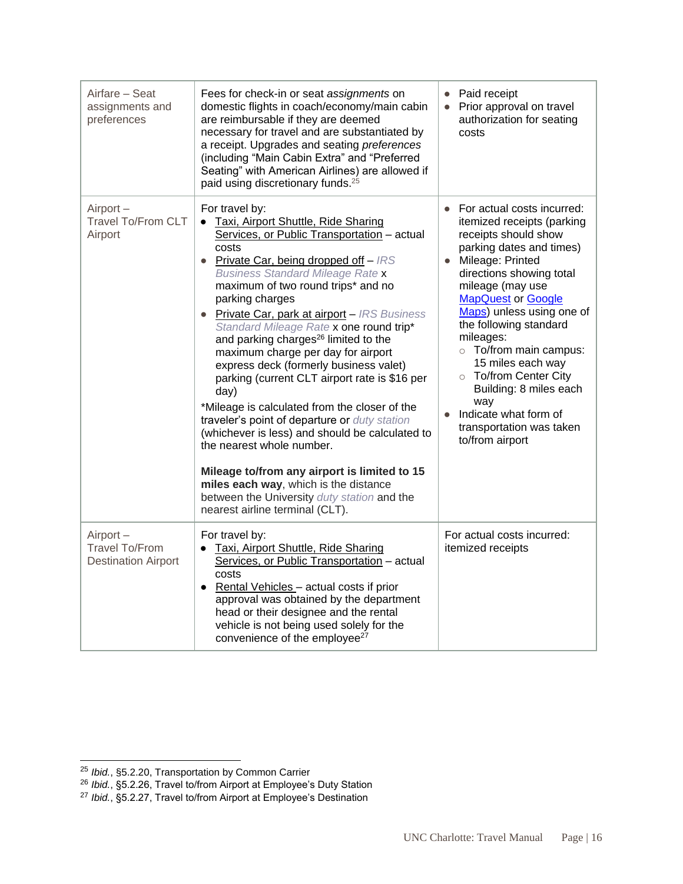| Airfare – Seat assignments and preferences | Fees for check-in or seat *assignments* on domestic flights in coach/economy/main cabin are reimbursable if they are deemed necessary for travel and are substantiated by a receipt. Upgrades and seating *preferences* (including "Main Cabin Extra" and "Preferred Seating" with American Airlines) are allowed if paid using discretionary funds.[25] | • Paid receipt<br>• Prior approval on travel authorization for seating costs |
|---|---|---|
| Airport – Travel To/From CLT Airport | For travel by:<br>• Taxi, Airport Shuttle, Ride Sharing Services, or Public Transportation – actual costs<br>• Private Car, being dropped off – *IRS Business Standard Mileage Rate* x maximum of two round trips* and no parking charges<br>• Private Car, park at airport – *IRS Business Standard Mileage Rate* x one round trip* and parking charges[26] limited to the maximum charge per day for airport express deck (formerly business valet) parking (current CLT airport rate is $16 per day)<br><br>*Mileage is calculated from the closer of the traveler's point of departure or *duty station* (whichever is less) and should be calculated to the nearest whole number.<br><br>**Mileage to/from any airport is limited to 15 miles each way**, which is the distance between the University *duty station* and the nearest airline terminal (CLT). | • For actual costs incurred: itemized receipts (parking receipts should show parking dates and times)<br>• Mileage: Printed directions showing total mileage (may use MapQuest or Google Maps) unless using one of the following standard mileages:<br>  ○ To/from main campus: 15 miles each way<br>  ○ To/from Center City Building: 8 miles each way<br>• Indicate what form of transportation was taken to/from airport |
| Airport – Travel To/From Destination Airport | For travel by:<br>• Taxi, Airport Shuttle, Ride Sharing Services, or Public Transportation – actual costs<br>• Rental Vehicles – actual costs if prior approval was obtained by the department head or their designee and the rental vehicle is not being used solely for the convenience of the employee[27] | For actual costs incurred: itemized receipts |

[25] *Ibid.*, §5.2.20, Transportation by Common Carrier
[26] *Ibid.*, §5.2.26, Travel to/from Airport at Employee's Duty Station
[27] *Ibid.*, §5.2.27, Travel to/from Airport at Employee's Destination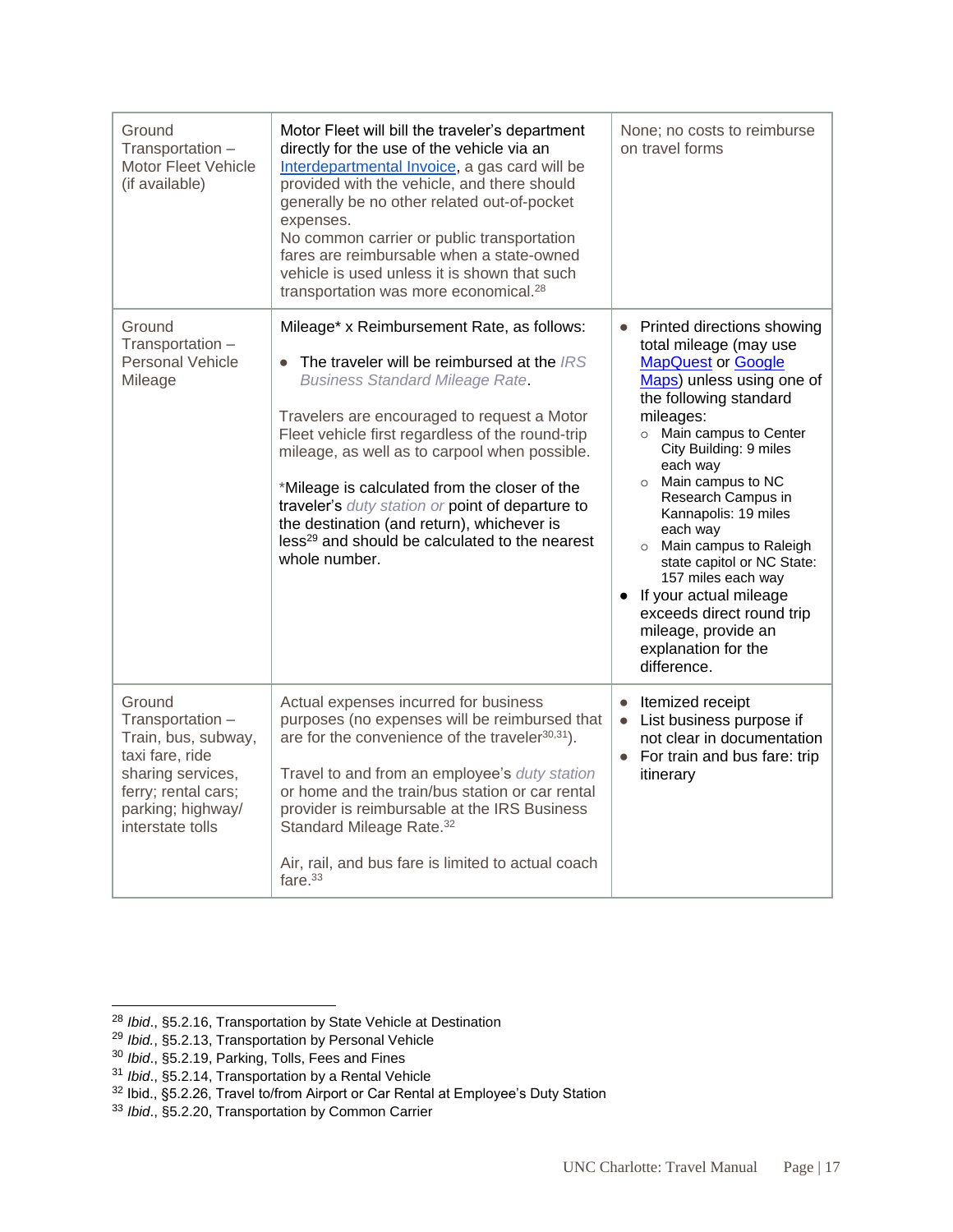| | | |
|---|---|---|
| Ground Transportation – Motor Fleet Vehicle (if available) | Motor Fleet will bill the traveler's department directly for the use of the vehicle via an [Interdepartmental Invoice](), a gas card will be provided with the vehicle, and there should generally be no other related out-of-pocket expenses.<br>No common carrier or public transportation fares are reimbursable when a state-owned vehicle is used unless it is shown that such transportation was more economical.[28] | None; no costs to reimburse on travel forms |
| Ground Transportation – Personal Vehicle Mileage | Mileage* x Reimbursement Rate, as follows:<br>• The traveler will be reimbursed at the *IRS Business Standard Mileage Rate*.<br><br>Travelers are encouraged to request a Motor Fleet vehicle first regardless of the round-trip mileage, as well as to carpool when possible.<br><br>*Mileage is calculated from the closer of the traveler's *duty station or* point of departure to the destination (and return), whichever is less[29] and should be calculated to the nearest whole number. | • Printed directions showing total mileage (may use [MapQuest]() or [Google Maps]()) unless using one of the following standard mileages:<br>  ○ Main campus to Center City Building: 9 miles each way<br>  ○ Main campus to NC Research Campus in Kannapolis: 19 miles each way<br>  ○ Main campus to Raleigh state capitol or NC State: 157 miles each way<br>• If your actual mileage exceeds direct round trip mileage, provide an explanation for the difference. |
| Ground Transportation – Train, bus, subway, taxi fare, ride sharing services, ferry; rental cars; parking; highway/ interstate tolls | Actual expenses incurred for business purposes (no expenses will be reimbursed that are for the convenience of the traveler[30,31]).<br><br>Travel to and from an employee's *duty station* or home and the train/bus station or car rental provider is reimbursable at the IRS Business Standard Mileage Rate.[32]<br><br>Air, rail, and bus fare is limited to actual coach fare.[33] | • Itemized receipt<br>• List business purpose if not clear in documentation<br>• For train and bus fare: trip itinerary |

[28] *Ibid.*, §5.2.16, Transportation by State Vehicle at Destination
[29] *Ibid.*, §5.2.13, Transportation by Personal Vehicle
[30] *Ibid.*, §5.2.19, Parking, Tolls, Fees and Fines
[31] *Ibid.*, §5.2.14, Transportation by a Rental Vehicle
[32] Ibid., §5.2.26, Travel to/from Airport or Car Rental at Employee's Duty Station
[33] *Ibid.*, §5.2.20, Transportation by Common Carrier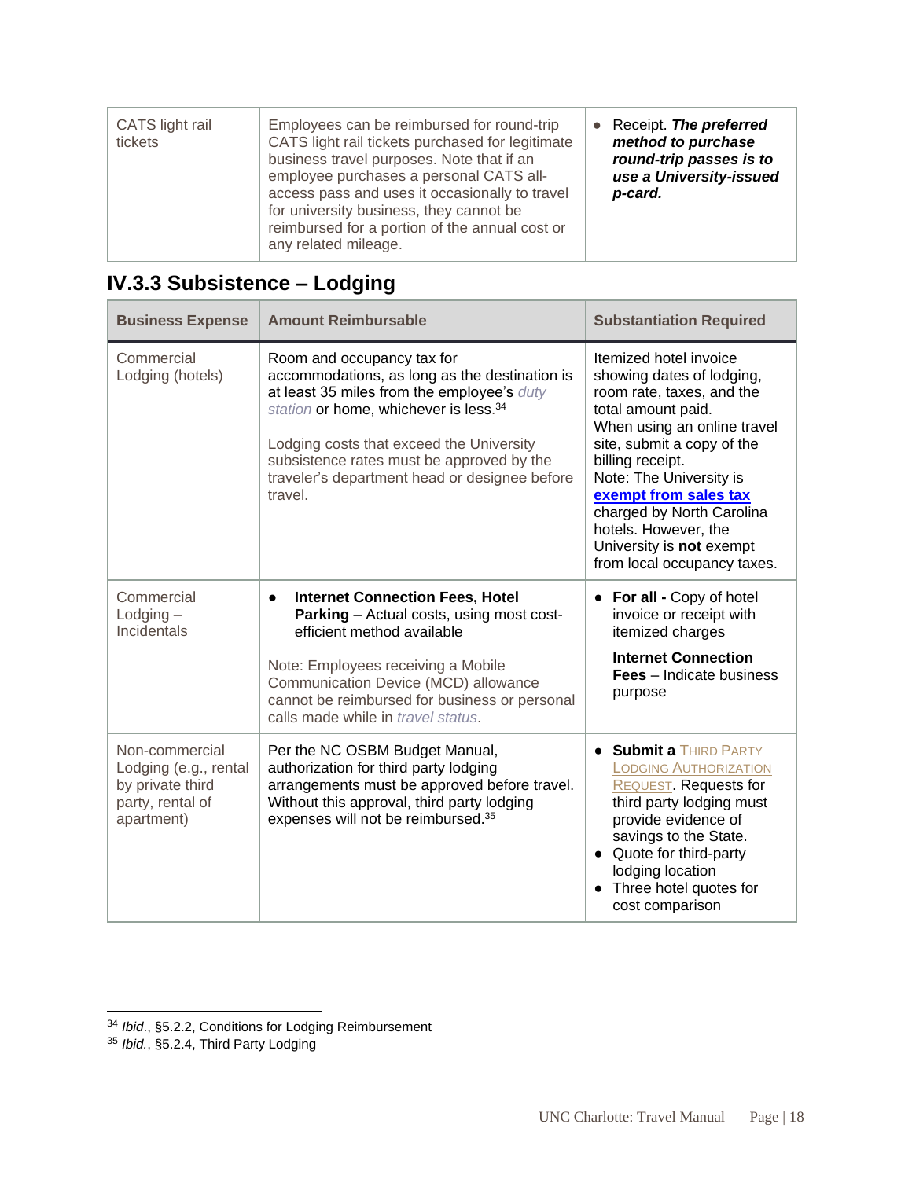| | | |
|---|---|---|
| CATS light rail tickets | Employees can be reimbursed for round-trip CATS light rail tickets purchased for legitimate business travel purposes. Note that if an employee purchases a personal CATS all-access pass and uses it occasionally to travel for university business, they cannot be reimbursed for a portion of the annual cost or any related mileage. | • Receipt. ***The preferred method to purchase round-trip passes is to use a University-issued p-card.*** |

### IV.3.3 Subsistence – Lodging

| Business Expense | Amount Reimbursable | Substantiation Required |
|---|---|---|
| Commercial Lodging (hotels) | Room and occupancy tax for accommodations, as long as the destination is at least 35 miles from the employee's *duty station* or home, whichever is less.[34]<br><br>Lodging costs that exceed the University subsistence rates must be approved by the traveler's department head or designee before travel. | Itemized hotel invoice showing dates of lodging, room rate, taxes, and the total amount paid.<br>When using an online travel site, submit a copy of the billing receipt.<br>Note: The University is **exempt from sales tax** charged by North Carolina hotels. However, the University is **not** exempt from local occupancy taxes. |
| Commercial Lodging – Incidentals | • **Internet Connection Fees, Hotel Parking** – Actual costs, using most cost-efficient method available<br><br>Note: Employees receiving a Mobile Communication Device (MCD) allowance cannot be reimbursed for business or personal calls made while in *travel status*. | • **For all -** Copy of hotel invoice or receipt with itemized charges<br><br>**Internet Connection Fees** – Indicate business purpose |
| Non-commercial Lodging (e.g., rental by private third party, rental of apartment) | Per the NC OSBM Budget Manual, authorization for third party lodging arrangements must be approved before travel. Without this approval, third party lodging expenses will not be reimbursed.[35] | • **Submit a** THIRD PARTY LODGING AUTHORIZATION REQUEST. Requests for third party lodging must provide evidence of savings to the State.<br>• Quote for third-party lodging location<br>• Three hotel quotes for cost comparison |

[34] *Ibid*., §5.2.2, Conditions for Lodging Reimbursement
[35] *Ibid.*, §5.2.4, Third Party Lodging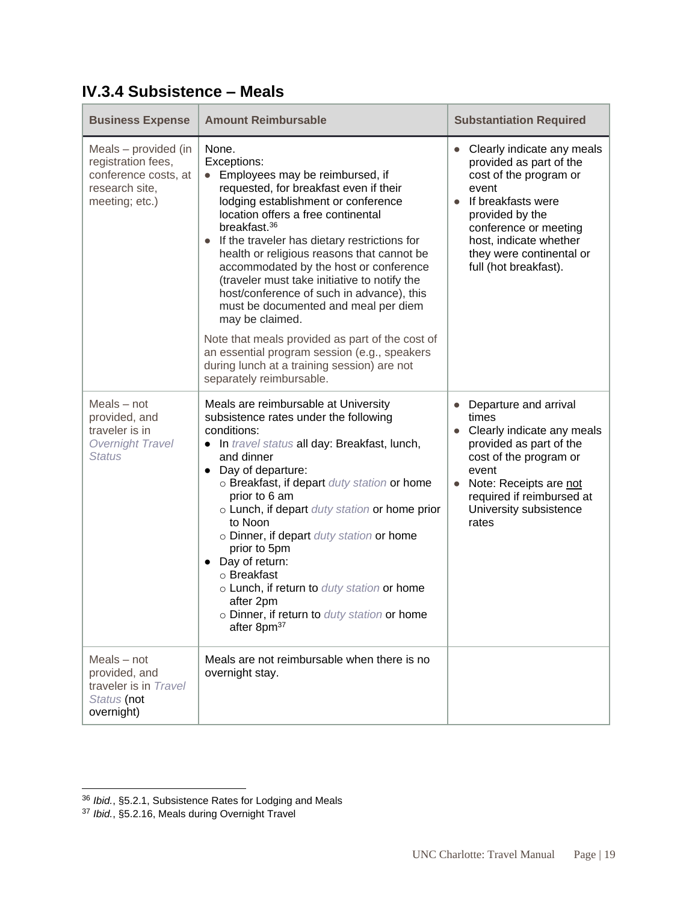## IV.3.4 Subsistence – Meals

| Business Expense | Amount Reimbursable | Substantiation Required |
|---|---|---|
| Meals – provided (in registration fees, conference costs, at research site, meeting; etc.) | None.<br>Exceptions:<br>• Employees may be reimbursed, if requested, for breakfast even if their lodging establishment or conference location offers a free continental breakfast.[36]<br>• If the traveler has dietary restrictions for health or religious reasons that cannot be accommodated by the host or conference (traveler must take initiative to notify the host/conference of such in advance), this must be documented and meal per diem may be claimed.<br><br>Note that meals provided as part of the cost of an essential program session (e.g., speakers during lunch at a training session) are not separately reimbursable. | • Clearly indicate any meals provided as part of the cost of the program or event<br>• If breakfasts were provided by the conference or meeting host, indicate whether they were continental or full (hot breakfast). |
| Meals – not provided, and traveler is in *Overnight Travel Status* | Meals are reimbursable at University subsistence rates under the following conditions:<br>• In *travel status* all day: Breakfast, lunch, and dinner<br>• Day of departure:<br>  ○ Breakfast, if depart *duty station* or home prior to 6 am<br>  ○ Lunch, if depart *duty station* or home prior to Noon<br>  ○ Dinner, if depart *duty station* or home prior to 5pm<br>• Day of return:<br>  ○ Breakfast<br>  ○ Lunch, if return to *duty station* or home after 2pm<br>  ○ Dinner, if return to *duty station* or home after 8pm[37] | • Departure and arrival times<br>• Clearly indicate any meals provided as part of the cost of the program or event<br>• Note: Receipts are <u>not</u> required if reimbursed at University subsistence rates |
| Meals – not provided, and traveler is in *Travel Status* (not overnight) | Meals are not reimbursable when there is no overnight stay. | |

[36] *Ibid.*, §5.2.1, Subsistence Rates for Lodging and Meals

[37] *Ibid.*, §5.2.16, Meals during Overnight Travel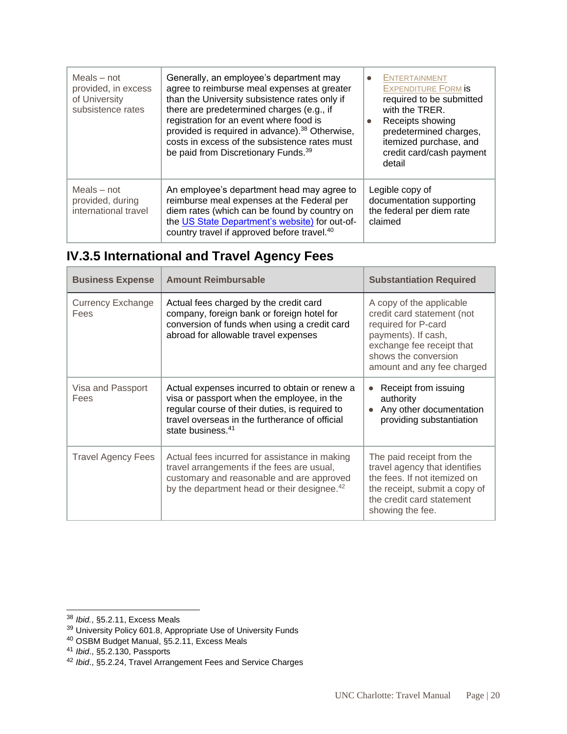| Meals – not provided, in excess of University subsistence rates | Generally, an employee's department may agree to reimburse meal expenses at greater than the University subsistence rates only if there are predetermined charges (e.g., if registration for an event where food is provided is required in advance).[38] Otherwise, costs in excess of the subsistence rates must be paid from Discretionary Funds.[39] | • ENTERTAINMENT EXPENDITURE FORM is required to be submitted with the TRER. <br>• Receipts showing predetermined charges, itemized purchase, and credit card/cash payment detail |
|---|---|---|
| Meals – not provided, during international travel | An employee's department head may agree to reimburse meal expenses at the Federal per diem rates (which can be found by country on the US State Department's website) for out-of-country travel if approved before travel.[40] | Legible copy of documentation supporting the federal per diem rate claimed |

## IV.3.5 International and Travel Agency Fees

| Business Expense | Amount Reimbursable | Substantiation Required |
|---|---|---|
| Currency Exchange Fees | Actual fees charged by the credit card company, foreign bank or foreign hotel for conversion of funds when using a credit card abroad for allowable travel expenses | A copy of the applicable credit card statement (not required for P-card payments). If cash, exchange fee receipt that shows the conversion amount and any fee charged |
| Visa and Passport Fees | Actual expenses incurred to obtain or renew a visa or passport when the employee, in the regular course of their duties, is required to travel overseas in the furtherance of official state business.[41] | • Receipt from issuing authority <br>• Any other documentation providing substantiation |
| Travel Agency Fees | Actual fees incurred for assistance in making travel arrangements if the fees are usual, customary and reasonable and are approved by the department head or their designee.[42] | The paid receipt from the travel agency that identifies the fees. If not itemized on the receipt, submit a copy of the credit card statement showing the fee. |

---

[38] *Ibid.*, §5.2.11, Excess Meals
[39] University Policy 601.8, Appropriate Use of University Funds
[40] OSBM Budget Manual, §5.2.11, Excess Meals
[41] *Ibid.*, §5.2.130, Passports
[42] *Ibid.*, §5.2.24, Travel Arrangement Fees and Service Charges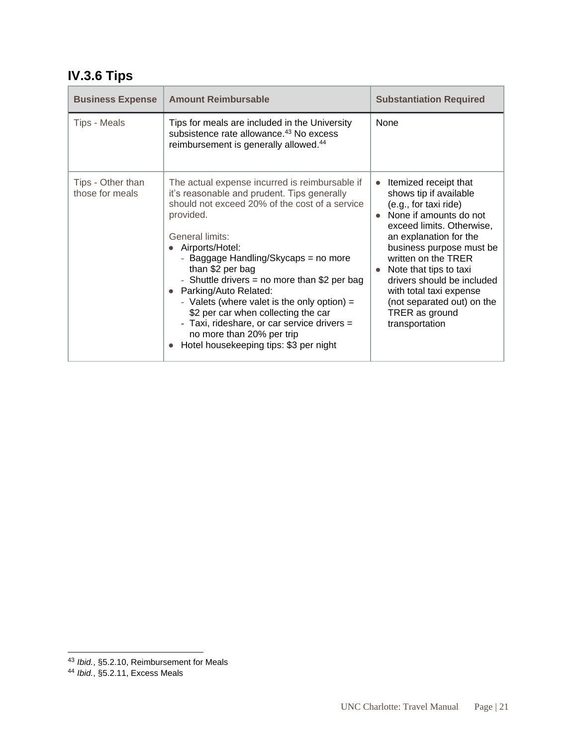## IV.3.6 Tips

| Business Expense | Amount Reimbursable | Substantiation Required |
|---|---|---|
| Tips - Meals | Tips for meals are included in the University subsistence rate allowance.[43] No excess reimbursement is generally allowed.[44] | None |
| Tips - Other than those for meals | The actual expense incurred is reimbursable if it's reasonable and prudent. Tips generally should not exceed 20% of the cost of a service provided.<br><br>General limits:<br>• Airports/Hotel:<br>  - Baggage Handling/Skycaps = no more than $2 per bag<br>  - Shuttle drivers = no more than $2 per bag<br>• Parking/Auto Related:<br>  - Valets (where valet is the only option) = $2 per car when collecting the car<br>  - Taxi, rideshare, or car service drivers = no more than 20% per trip<br>• Hotel housekeeping tips: $3 per night | • Itemized receipt that shows tip if available (e.g., for taxi ride)<br>• None if amounts do not exceed limits. Otherwise, an explanation for the business purpose must be written on the TRER<br>• Note that tips to taxi drivers should be included with total taxi expense (not separated out) on the TRER as ground transportation |

[43] *Ibid.*, §5.2.10, Reimbursement for Meals
[44] *Ibid.*, §5.2.11, Excess Meals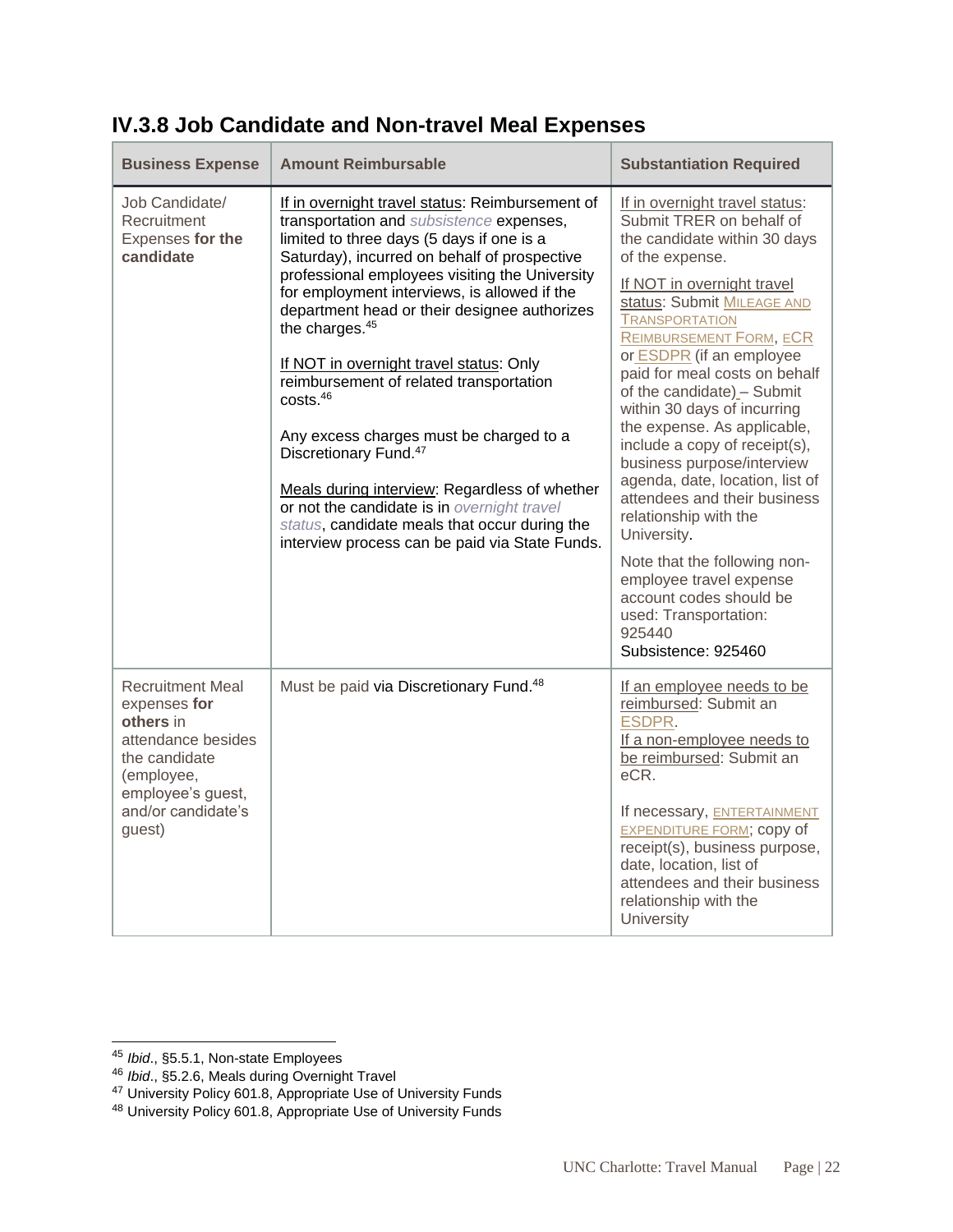## IV.3.8 Job Candidate and Non-travel Meal Expenses

| Business Expense | Amount Reimbursable | Substantiation Required |
|---|---|---|
| Job Candidate/ Recruitment Expenses **for the candidate** | If in overnight travel status: Reimbursement of transportation and *subsistence* expenses, limited to three days (5 days if one is a Saturday), incurred on behalf of prospective professional employees visiting the University for employment interviews, is allowed if the department head or their designee authorizes the charges.[45]<br><br>If NOT in overnight travel status: Only reimbursement of related transportation costs.[46]<br><br>Any excess charges must be charged to a Discretionary Fund.[47]<br><br>Meals during interview: Regardless of whether or not the candidate is in *overnight travel status*, candidate meals that occur during the interview process can be paid via State Funds. | If in overnight travel status: Submit TRER on behalf of the candidate within 30 days of the expense.<br><br>If NOT in overnight travel status: Submit MILEAGE AND TRANSPORTATION REIMBURSEMENT FORM, ECR or ESDPR (if an employee paid for meal costs on behalf of the candidate) – Submit within 30 days of incurring the expense. As applicable, include a copy of receipt(s), business purpose/interview agenda, date, location, list of attendees and their business relationship with the University.<br><br>Note that the following non-employee travel expense account codes should be used: Transportation: 925440<br>Subsistence: 925460 |
| Recruitment Meal expenses **for others** in attendance besides the candidate (employee, employee's guest, and/or candidate's guest) | Must be paid via Discretionary Fund.[48] | If an employee needs to be reimbursed: Submit an ESDPR.<br>If a non-employee needs to be reimbursed: Submit an eCR.<br><br>If necessary, ENTERTAINMENT EXPENDITURE FORM; copy of receipt(s), business purpose, date, location, list of attendees and their business relationship with the University |

[45] *Ibid*., §5.5.1, Non-state Employees
[46] *Ibid*., §5.2.6, Meals during Overnight Travel
[47] University Policy 601.8, Appropriate Use of University Funds
[48] University Policy 601.8, Appropriate Use of University Funds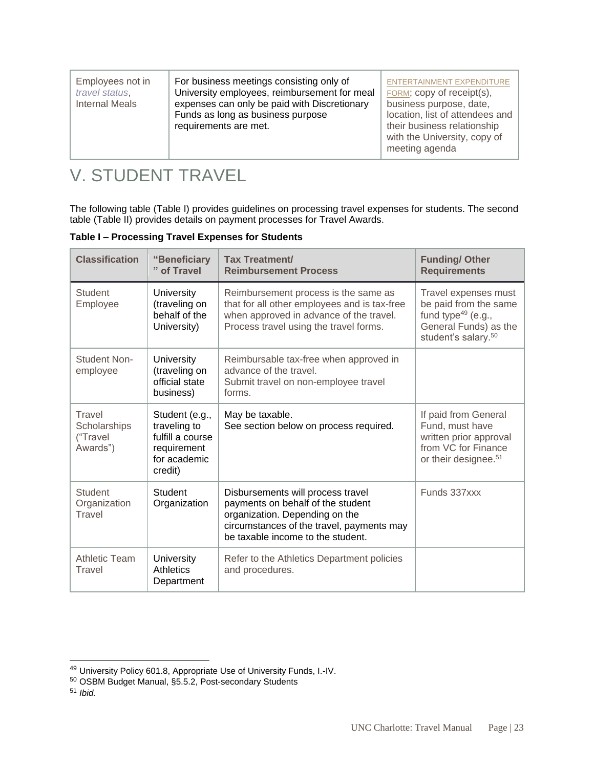| Employees not in *travel status*, Internal Meals | For business meetings consisting only of University employees, reimbursement for meal expenses can only be paid with Discretionary Funds as long as business purpose requirements are met. | ENTERTAINMENT EXPENDITURE FORM; copy of receipt(s), business purpose, date, location, list of attendees and their business relationship with the University, copy of meeting agenda |
|---|---|---|

# V. STUDENT TRAVEL

The following table (Table I) provides guidelines on processing travel expenses for students. The second table (Table II) provides details on payment processes for Travel Awards.

**Table I – Processing Travel Expenses for Students**

| Classification | "Beneficiary" of Travel | Tax Treatment/ Reimbursement Process | Funding/ Other Requirements |
|---|---|---|---|
| Student Employee | University (traveling on behalf of the University) | Reimbursement process is the same as that for all other employees and is tax-free when approved in advance of the travel. Process travel using the travel forms. | Travel expenses must be paid from the same fund type[49] (e.g., General Funds) as the student's salary.[50] |
| Student Non-employee | University (traveling on official state business) | Reimbursable tax-free when approved in advance of the travel. Submit travel on non-employee travel forms. | |
| Travel Scholarships ("Travel Awards") | Student (e.g., traveling to fulfill a course requirement for academic credit) | May be taxable. See section below on process required. | If paid from General Fund, must have written prior approval from VC for Finance or their designee.[51] |
| Student Organization Travel | Student Organization | Disbursements will process travel payments on behalf of the student organization. Depending on the circumstances of the travel, payments may be taxable income to the student. | Funds 337xxx |
| Athletic Team Travel | University Athletics Department | Refer to the Athletics Department policies and procedures. | |

[49] University Policy 601.8, Appropriate Use of University Funds, I.-IV.

[50] OSBM Budget Manual, §5.5.2, Post-secondary Students

[51] *Ibid.*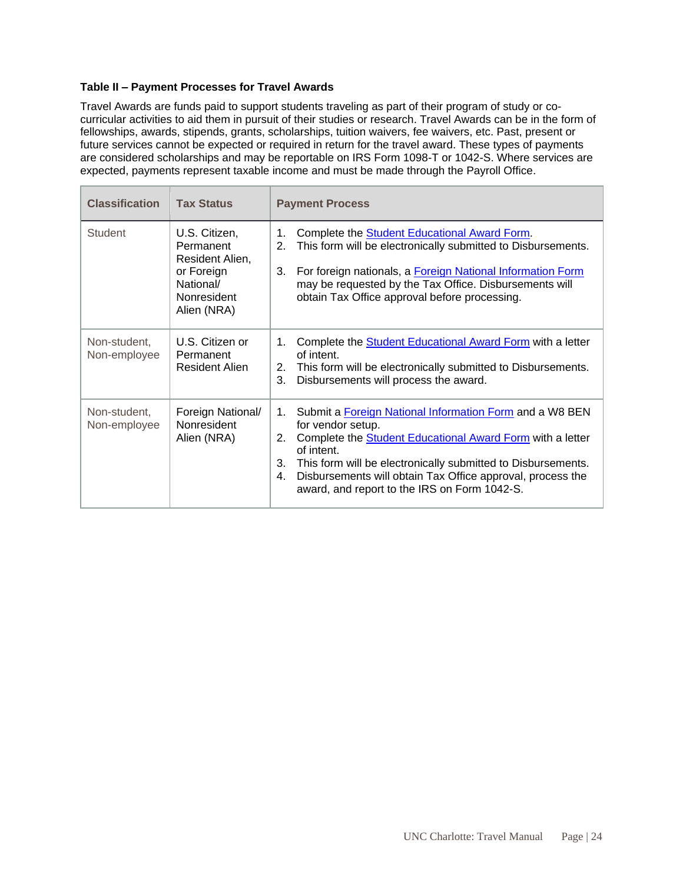**Table II – Payment Processes for Travel Awards**

Travel Awards are funds paid to support students traveling as part of their program of study or co-curricular activities to aid them in pursuit of their studies or research. Travel Awards can be in the form of fellowships, awards, stipends, grants, scholarships, tuition waivers, fee waivers, etc. Past, present or future services cannot be expected or required in return for the travel award. These types of payments are considered scholarships and may be reportable on IRS Form 1098-T or 1042-S. Where services are expected, payments represent taxable income and must be made through the Payroll Office.

| Classification | Tax Status | Payment Process |
|---|---|---|
| Student | U.S. Citizen, Permanent Resident Alien, or Foreign National/ Nonresident Alien (NRA) | 1. Complete the Student Educational Award Form.<br>2. This form will be electronically submitted to Disbursements.<br>3. For foreign nationals, a Foreign National Information Form may be requested by the Tax Office. Disbursements will obtain Tax Office approval before processing. |
| Non-student, Non-employee | U.S. Citizen or Permanent Resident Alien | 1. Complete the Student Educational Award Form with a letter of intent.<br>2. This form will be electronically submitted to Disbursements.<br>3. Disbursements will process the award. |
| Non-student, Non-employee | Foreign National/ Nonresident Alien (NRA) | 1. Submit a Foreign National Information Form and a W8 BEN for vendor setup.<br>2. Complete the Student Educational Award Form with a letter of intent.<br>3. This form will be electronically submitted to Disbursements.<br>4. Disbursements will obtain Tax Office approval, process the award, and report to the IRS on Form 1042-S. |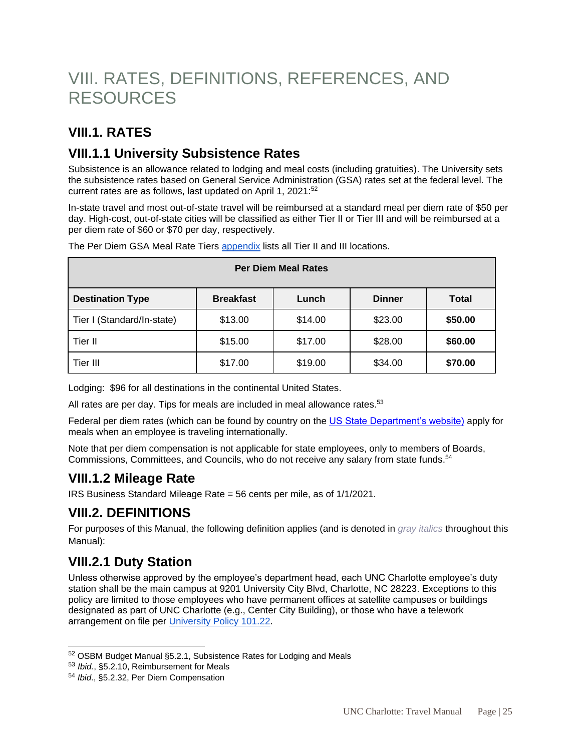# VIII. RATES, DEFINITIONS, REFERENCES, AND RESOURCES

## VIII.1. RATES

## VIII.1.1 University Subsistence Rates

Subsistence is an allowance related to lodging and meal costs (including gratuities). The University sets the subsistence rates based on General Service Administration (GSA) rates set at the federal level. The current rates are as follows, last updated on April 1, 2021:[52]

In-state travel and most out-of-state travel will be reimbursed at a standard meal per diem rate of $50 per day. High-cost, out-of-state cities will be classified as either Tier II or Tier III and will be reimbursed at a per diem rate of $60 or $70 per day, respectively.

The Per Diem GSA Meal Rate Tiers appendix lists all Tier II and III locations.

| Per Diem Meal Rates | | | | |
|---|---|---|---|---|
| **Destination Type** | **Breakfast** | **Lunch** | **Dinner** | **Total** |
| Tier I (Standard/In-state) | $13.00 | $14.00 | $23.00 | **$50.00** |
| Tier II | $15.00 | $17.00 | $28.00 | **$60.00** |
| Tier III | $17.00 | $19.00 | $34.00 | **$70.00** |

Lodging: $96 for all destinations in the continental United States.

All rates are per day. Tips for meals are included in meal allowance rates.[53]

Federal per diem rates (which can be found by country on the US State Department's website) apply for meals when an employee is traveling internationally.

Note that per diem compensation is not applicable for state employees, only to members of Boards, Commissions, Committees, and Councils, who do not receive any salary from state funds.[54]

## VIII.1.2 Mileage Rate

IRS Business Standard Mileage Rate = 56 cents per mile, as of 1/1/2021.

## VIII.2. DEFINITIONS

For purposes of this Manual, the following definition applies (and is denoted in *gray italics* throughout this Manual):

## VIII.2.1 Duty Station

Unless otherwise approved by the employee's department head, each UNC Charlotte employee's duty station shall be the main campus at 9201 University City Blvd, Charlotte, NC 28223. Exceptions to this policy are limited to those employees who have permanent offices at satellite campuses or buildings designated as part of UNC Charlotte (e.g., Center City Building), or those who have a telework arrangement on file per University Policy 101.22.

---

[52] OSBM Budget Manual §5.2.1, Subsistence Rates for Lodging and Meals

[53] *Ibid.*, §5.2.10, Reimbursement for Meals

[54] *Ibid.*, §5.2.32, Per Diem Compensation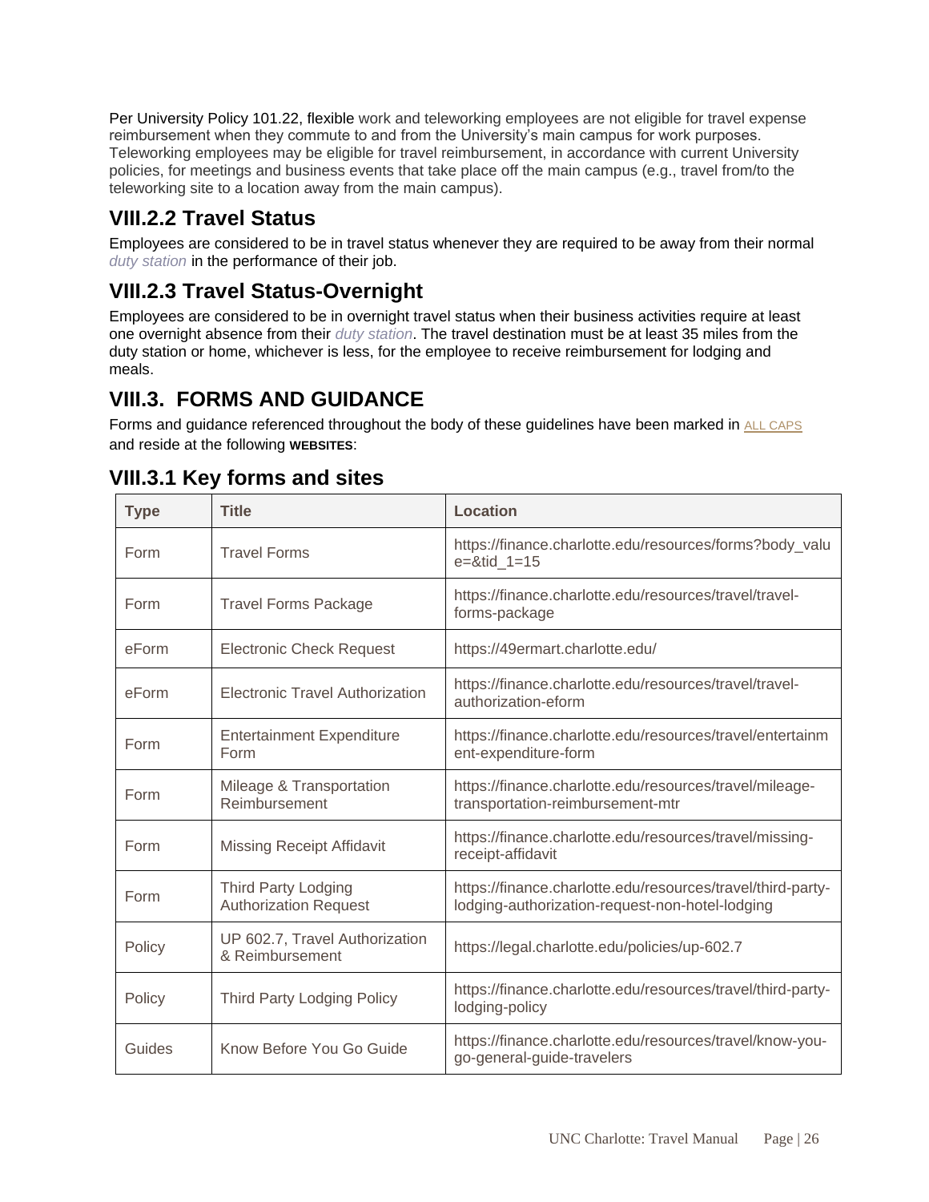Per University Policy 101.22, flexible work and teleworking employees are not eligible for travel expense reimbursement when they commute to and from the University's main campus for work purposes. Teleworking employees may be eligible for travel reimbursement, in accordance with current University policies, for meetings and business events that take place off the main campus (e.g., travel from/to the teleworking site to a location away from the main campus).

## VIII.2.2 Travel Status

Employees are considered to be in travel status whenever they are required to be away from their normal *duty station* in the performance of their job.

## VIII.2.3 Travel Status-Overnight

Employees are considered to be in overnight travel status when their business activities require at least one overnight absence from their *duty station*. The travel destination must be at least 35 miles from the duty station or home, whichever is less, for the employee to receive reimbursement for lodging and meals.

# VIII.3. FORMS AND GUIDANCE

Forms and guidance referenced throughout the body of these guidelines have been marked in ALL CAPS and reside at the following **WEBSITES**:

## VIII.3.1 Key forms and sites

| Type | Title | Location |
| --- | --- | --- |
| Form | Travel Forms | https://finance.charlotte.edu/resources/forms?body_value=&tid_1=15 |
| Form | Travel Forms Package | https://finance.charlotte.edu/resources/travel/travel-forms-package |
| eForm | Electronic Check Request | https://49ermart.charlotte.edu/ |
| eForm | Electronic Travel Authorization | https://finance.charlotte.edu/resources/travel/travel-authorization-eform |
| Form | Entertainment Expenditure Form | https://finance.charlotte.edu/resources/travel/entertainment-expenditure-form |
| Form | Mileage & Transportation Reimbursement | https://finance.charlotte.edu/resources/travel/mileage-transportation-reimbursement-mtr |
| Form | Missing Receipt Affidavit | https://finance.charlotte.edu/resources/travel/missing-receipt-affidavit |
| Form | Third Party Lodging Authorization Request | https://finance.charlotte.edu/resources/travel/third-party-lodging-authorization-request-non-hotel-lodging |
| Policy | UP 602.7, Travel Authorization & Reimbursement | https://legal.charlotte.edu/policies/up-602.7 |
| Policy | Third Party Lodging Policy | https://finance.charlotte.edu/resources/travel/third-party-lodging-policy |
| Guides | Know Before You Go Guide | https://finance.charlotte.edu/resources/travel/know-you-go-general-guide-travelers |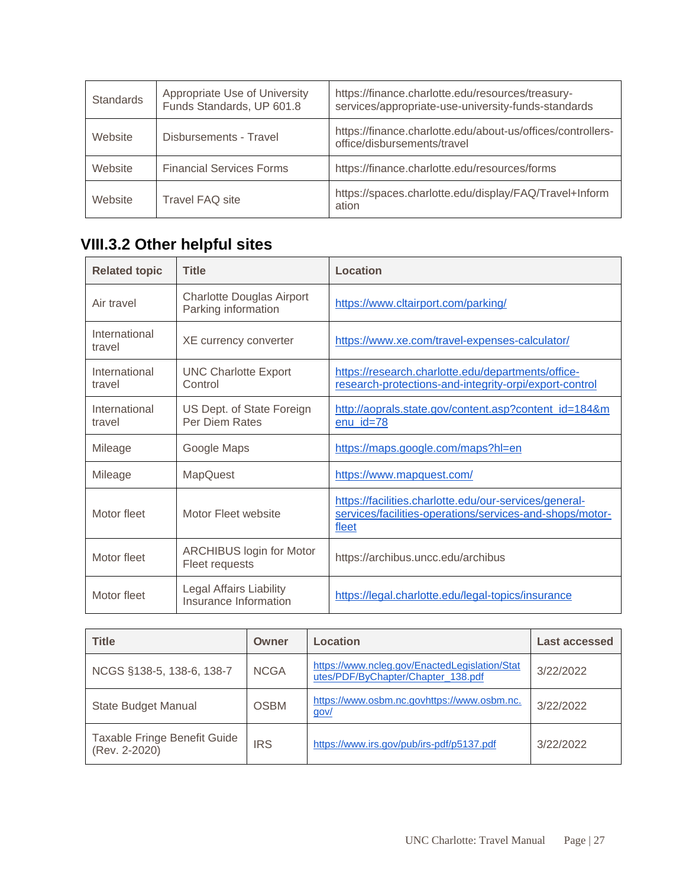| Standards | Appropriate Use of University Funds Standards, UP 601.8 | https://finance.charlotte.edu/resources/treasury-services/appropriate-use-university-funds-standards |
|---|---|---|
| Website | Disbursements - Travel | https://finance.charlotte.edu/about-us/offices/controllers-office/disbursements/travel |
| Website | Financial Services Forms | https://finance.charlotte.edu/resources/forms |
| Website | Travel FAQ site | https://spaces.charlotte.edu/display/FAQ/Travel+Information |

## VIII.3.2 Other helpful sites

| Related topic | Title | Location |
|---|---|---|
| Air travel | Charlotte Douglas Airport Parking information | https://www.cltairport.com/parking/ |
| International travel | XE currency converter | https://www.xe.com/travel-expenses-calculator/ |
| International travel | UNC Charlotte Export Control | https://research.charlotte.edu/departments/office-research-protections-and-integrity-orpi/export-control |
| International travel | US Dept. of State Foreign Per Diem Rates | http://aoprals.state.gov/content.asp?content_id=184&menu_id=78 |
| Mileage | Google Maps | https://maps.google.com/maps?hl=en |
| Mileage | MapQuest | https://www.mapquest.com/ |
| Motor fleet | Motor Fleet website | https://facilities.charlotte.edu/our-services/general-services/facilities-operations/services-and-shops/motor-fleet |
| Motor fleet | ARCHIBUS login for Motor Fleet requests | https://archibus.uncc.edu/archibus |
| Motor fleet | Legal Affairs Liability Insurance Information | https://legal.charlotte.edu/legal-topics/insurance |

| Title | Owner | Location | Last accessed |
|---|---|---|---|
| NCGS §138-5, 138-6, 138-7 | NCGA | https://www.ncleg.gov/EnactedLegislation/Statutes/PDF/ByChapter/Chapter_138.pdf | 3/22/2022 |
| State Budget Manual | OSBM | https://www.osbm.nc.govhttps://www.osbm.nc.gov/ | 3/22/2022 |
| Taxable Fringe Benefit Guide (Rev. 2-2020) | IRS | https://www.irs.gov/pub/irs-pdf/p5137.pdf | 3/22/2022 |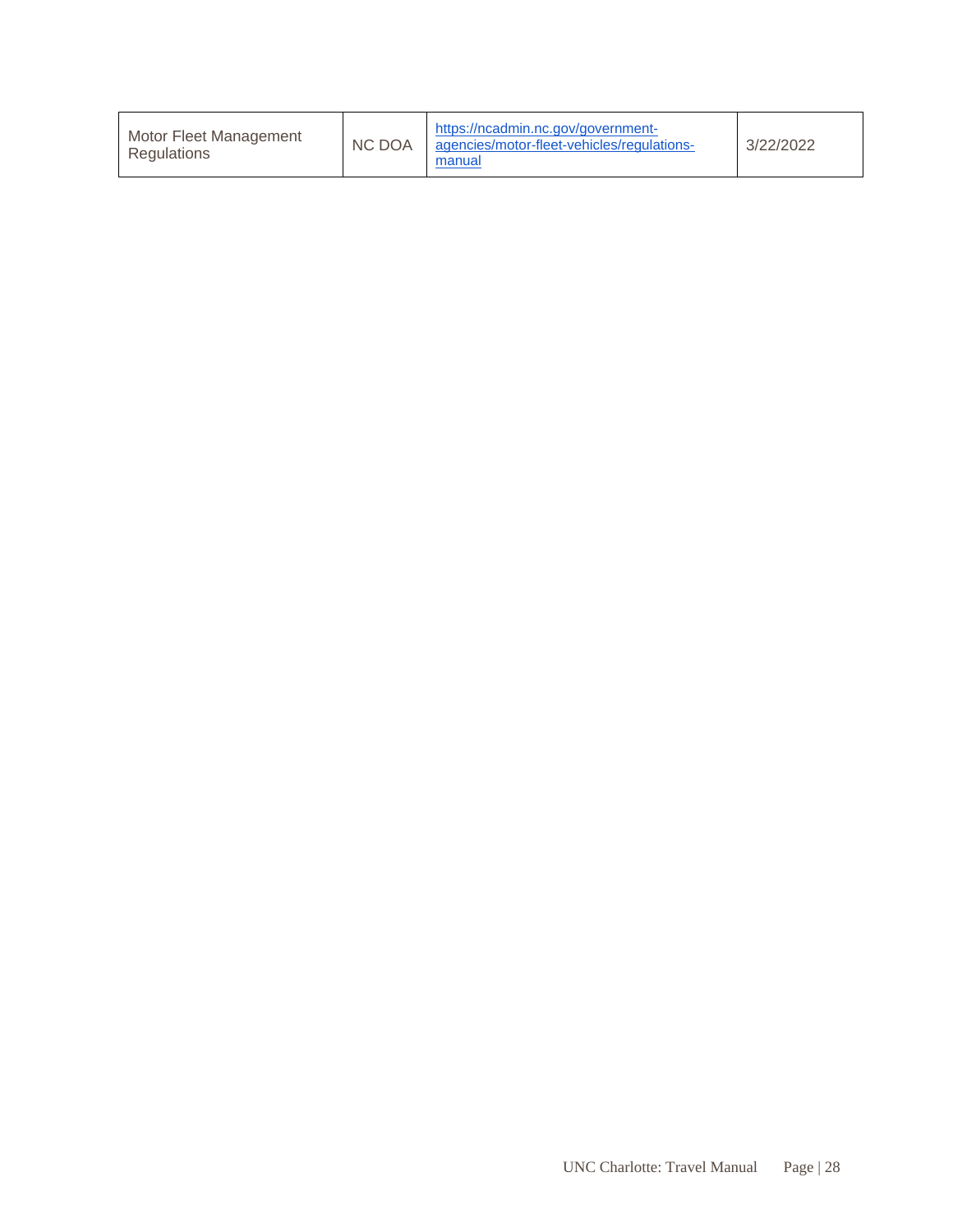| Motor Fleet Management Regulations | NC DOA | https://ncadmin.nc.gov/government-agencies/motor-fleet-vehicles/regulations-manual | 3/22/2022 |
|---|---|---|---|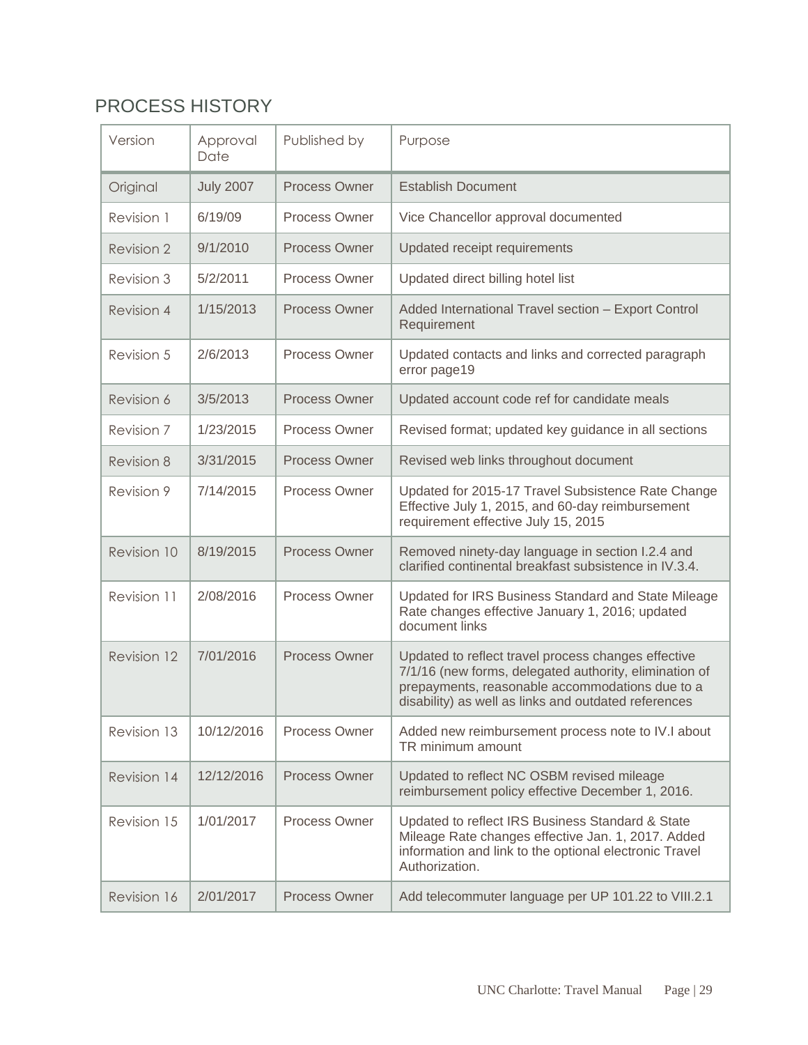## PROCESS HISTORY

| Version | Approval Date | Published by | Purpose |
|---|---|---|---|
| Original | July 2007 | Process Owner | Establish Document |
| Revision 1 | 6/19/09 | Process Owner | Vice Chancellor approval documented |
| Revision 2 | 9/1/2010 | Process Owner | Updated receipt requirements |
| Revision 3 | 5/2/2011 | Process Owner | Updated direct billing hotel list |
| Revision 4 | 1/15/2013 | Process Owner | Added International Travel section – Export Control Requirement |
| Revision 5 | 2/6/2013 | Process Owner | Updated contacts and links and corrected paragraph error page19 |
| Revision 6 | 3/5/2013 | Process Owner | Updated account code ref for candidate meals |
| Revision 7 | 1/23/2015 | Process Owner | Revised format; updated key guidance in all sections |
| Revision 8 | 3/31/2015 | Process Owner | Revised web links throughout document |
| Revision 9 | 7/14/2015 | Process Owner | Updated for 2015-17 Travel Subsistence Rate Change Effective July 1, 2015, and 60-day reimbursement requirement effective July 15, 2015 |
| Revision 10 | 8/19/2015 | Process Owner | Removed ninety-day language in section I.2.4 and clarified continental breakfast subsistence in IV.3.4. |
| Revision 11 | 2/08/2016 | Process Owner | Updated for IRS Business Standard and State Mileage Rate changes effective January 1, 2016; updated document links |
| Revision 12 | 7/01/2016 | Process Owner | Updated to reflect travel process changes effective 7/1/16 (new forms, delegated authority, elimination of prepayments, reasonable accommodations due to a disability) as well as links and outdated references |
| Revision 13 | 10/12/2016 | Process Owner | Added new reimbursement process note to IV.I about TR minimum amount |
| Revision 14 | 12/12/2016 | Process Owner | Updated to reflect NC OSBM revised mileage reimbursement policy effective December 1, 2016. |
| Revision 15 | 1/01/2017 | Process Owner | Updated to reflect IRS Business Standard & State Mileage Rate changes effective Jan. 1, 2017. Added information and link to the optional electronic Travel Authorization. |
| Revision 16 | 2/01/2017 | Process Owner | Add telecommuter language per UP 101.22 to VIII.2.1 |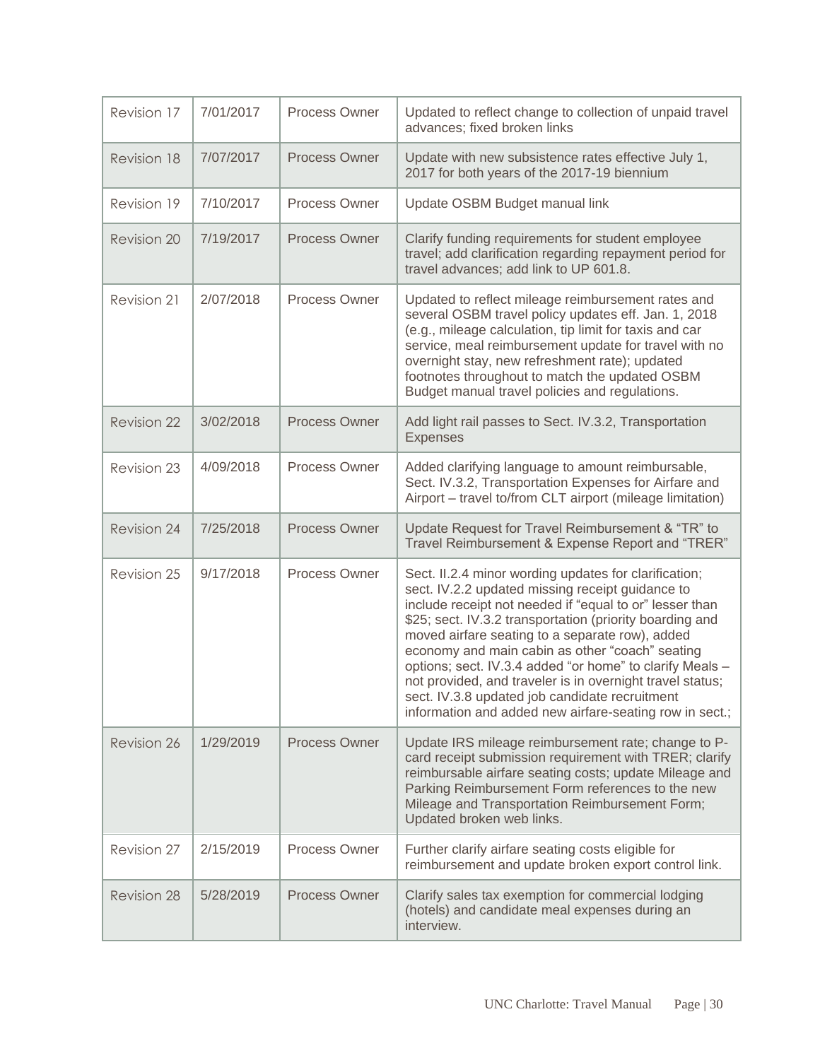| Revision 17 | 7/01/2017 | Process Owner | Updated to reflect change to collection of unpaid travel advances; fixed broken links |
|---|---|---|---|
| Revision 18 | 7/07/2017 | Process Owner | Update with new subsistence rates effective July 1, 2017 for both years of the 2017-19 biennium |
| Revision 19 | 7/10/2017 | Process Owner | Update OSBM Budget manual link |
| Revision 20 | 7/19/2017 | Process Owner | Clarify funding requirements for student employee travel; add clarification regarding repayment period for travel advances; add link to UP 601.8. |
| Revision 21 | 2/07/2018 | Process Owner | Updated to reflect mileage reimbursement rates and several OSBM travel policy updates eff. Jan. 1, 2018 (e.g., mileage calculation, tip limit for taxis and car service, meal reimbursement update for travel with no overnight stay, new refreshment rate); updated footnotes throughout to match the updated OSBM Budget manual travel policies and regulations. |
| Revision 22 | 3/02/2018 | Process Owner | Add light rail passes to Sect. IV.3.2, Transportation Expenses |
| Revision 23 | 4/09/2018 | Process Owner | Added clarifying language to amount reimbursable, Sect. IV.3.2, Transportation Expenses for Airfare and Airport – travel to/from CLT airport (mileage limitation) |
| Revision 24 | 7/25/2018 | Process Owner | Update Request for Travel Reimbursement & "TR" to Travel Reimbursement & Expense Report and "TRER" |
| Revision 25 | 9/17/2018 | Process Owner | Sect. II.2.4 minor wording updates for clarification; sect. IV.2.2 updated missing receipt guidance to include receipt not needed if "equal to or" lesser than $25; sect. IV.3.2 transportation (priority boarding and moved airfare seating to a separate row), added economy and main cabin as other "coach" seating options; sect. IV.3.4 added "or home" to clarify Meals – not provided, and traveler is in overnight travel status; sect. IV.3.8 updated job candidate recruitment information and added new airfare-seating row in sect.; |
| Revision 26 | 1/29/2019 | Process Owner | Update IRS mileage reimbursement rate; change to P-card receipt submission requirement with TRER; clarify reimbursable airfare seating costs; update Mileage and Parking Reimbursement Form references to the new Mileage and Transportation Reimbursement Form; Updated broken web links. |
| Revision 27 | 2/15/2019 | Process Owner | Further clarify airfare seating costs eligible for reimbursement and update broken export control link. |
| Revision 28 | 5/28/2019 | Process Owner | Clarify sales tax exemption for commercial lodging (hotels) and candidate meal expenses during an interview. |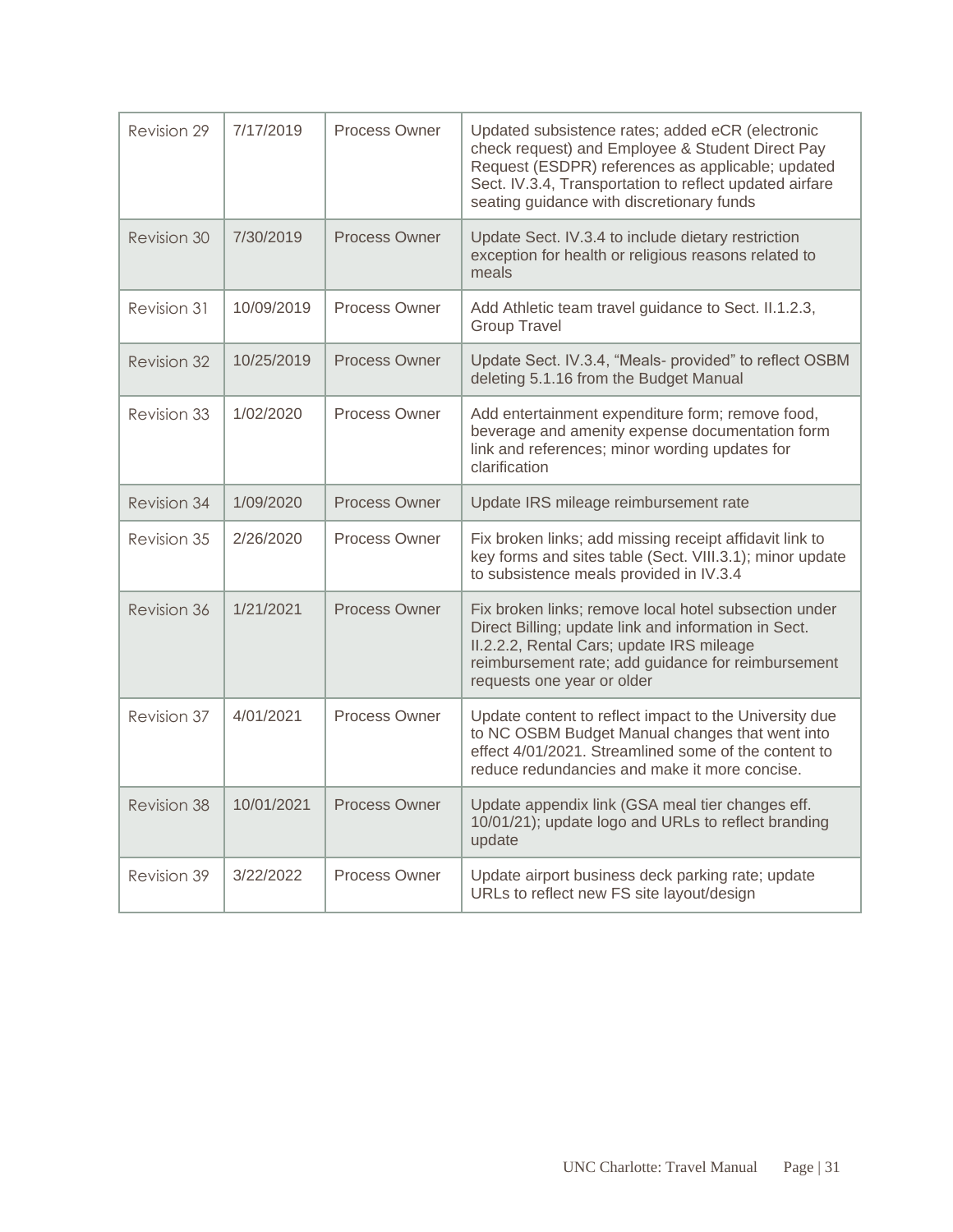| Revision 29 | 7/17/2019 | Process Owner | Updated subsistence rates; added eCR (electronic check request) and Employee & Student Direct Pay Request (ESDPR) references as applicable; updated Sect. IV.3.4, Transportation to reflect updated airfare seating guidance with discretionary funds |
|---|---|---|---|
| Revision 30 | 7/30/2019 | Process Owner | Update Sect. IV.3.4 to include dietary restriction exception for health or religious reasons related to meals |
| Revision 31 | 10/09/2019 | Process Owner | Add Athletic team travel guidance to Sect. II.1.2.3, Group Travel |
| Revision 32 | 10/25/2019 | Process Owner | Update Sect. IV.3.4, "Meals- provided" to reflect OSBM deleting 5.1.16 from the Budget Manual |
| Revision 33 | 1/02/2020 | Process Owner | Add entertainment expenditure form; remove food, beverage and amenity expense documentation form link and references; minor wording updates for clarification |
| Revision 34 | 1/09/2020 | Process Owner | Update IRS mileage reimbursement rate |
| Revision 35 | 2/26/2020 | Process Owner | Fix broken links; add missing receipt affidavit link to key forms and sites table (Sect. VIII.3.1); minor update to subsistence meals provided in IV.3.4 |
| Revision 36 | 1/21/2021 | Process Owner | Fix broken links; remove local hotel subsection under Direct Billing; update link and information in Sect. II.2.2.2, Rental Cars; update IRS mileage reimbursement rate; add guidance for reimbursement requests one year or older |
| Revision 37 | 4/01/2021 | Process Owner | Update content to reflect impact to the University due to NC OSBM Budget Manual changes that went into effect 4/01/2021. Streamlined some of the content to reduce redundancies and make it more concise. |
| Revision 38 | 10/01/2021 | Process Owner | Update appendix link (GSA meal tier changes eff. 10/01/21); update logo and URLs to reflect branding update |
| Revision 39 | 3/22/2022 | Process Owner | Update airport business deck parking rate; update URLs to reflect new FS site layout/design |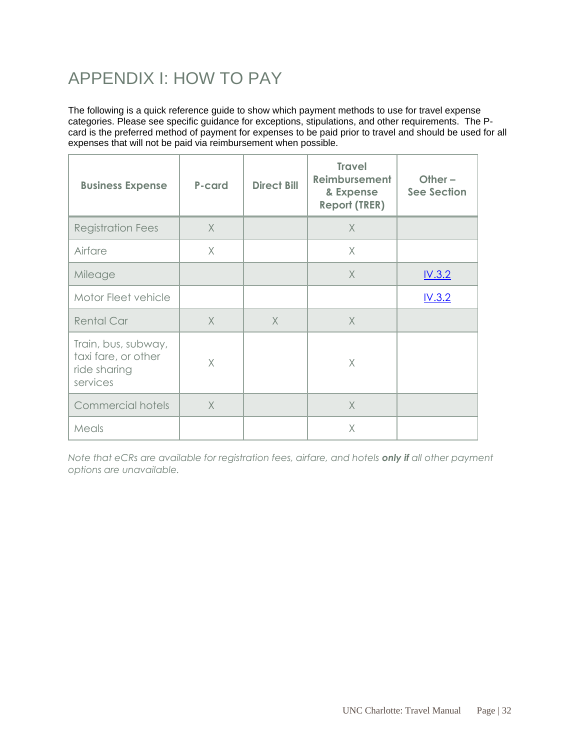# APPENDIX I: HOW TO PAY

The following is a quick reference guide to show which payment methods to use for travel expense categories. Please see specific guidance for exceptions, stipulations, and other requirements. The P-card is the preferred method of payment for expenses to be paid prior to travel and should be used for all expenses that will not be paid via reimbursement when possible.

| Business Expense | P-card | Direct Bill | Travel Reimbursement & Expense Report (TRER) | Other – See Section |
|---|---|---|---|---|
| Registration Fees | X | | X | |
| Airfare | X | | X | |
| Mileage | | | X | IV.3.2 |
| Motor Fleet vehicle | | | | IV.3.2 |
| Rental Car | X | X | X | |
| Train, bus, subway, taxi fare, or other ride sharing services | X | | X | |
| Commercial hotels | X | | X | |
| Meals | | | X | |

*Note that eCRs are available for registration fees, airfare, and hotels **only if** all other payment options are unavailable.*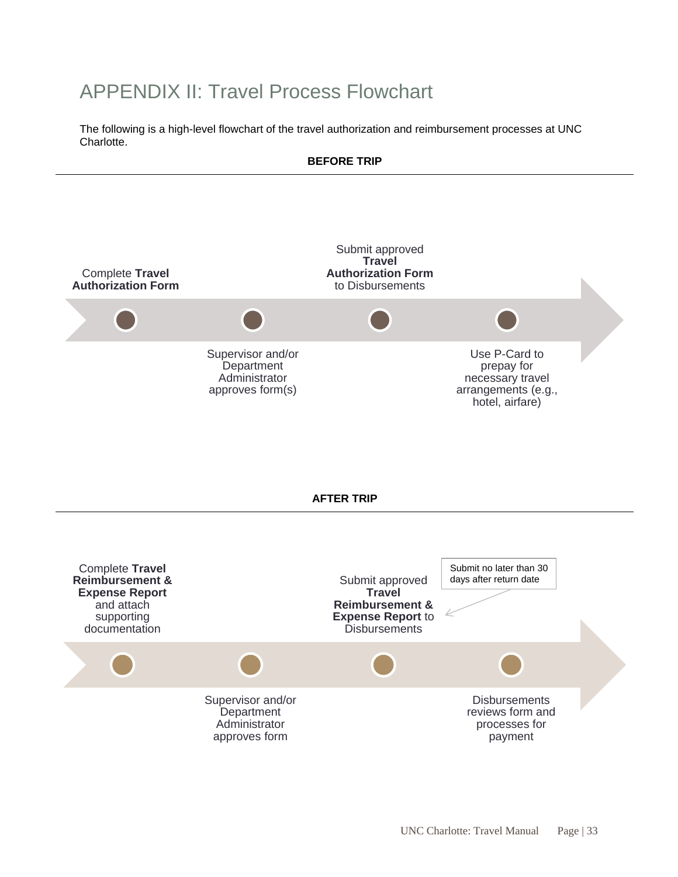# APPENDIX II: Travel Process Flowchart

The following is a high-level flowchart of the travel authorization and reimbursement processes at UNC Charlotte.

**BEFORE TRIP**

1. Complete **Travel Authorization Form**
2. Supervisor and/or Department Administrator approves form(s)
3. Submit approved **Travel Authorization Form** to Disbursements
4. Use P-Card to prepay for necessary travel arrangements (e.g., hotel, airfare)

**AFTER TRIP**

1. Complete **Travel Reimbursement & Expense Report** and attach supporting documentation
2. Supervisor and/or Department Administrator approves form
3. Submit approved **Travel Reimbursement & Expense Report** to Disbursements
   - Submit no later than 30 days after return date
4. Disbursements reviews form and processes for payment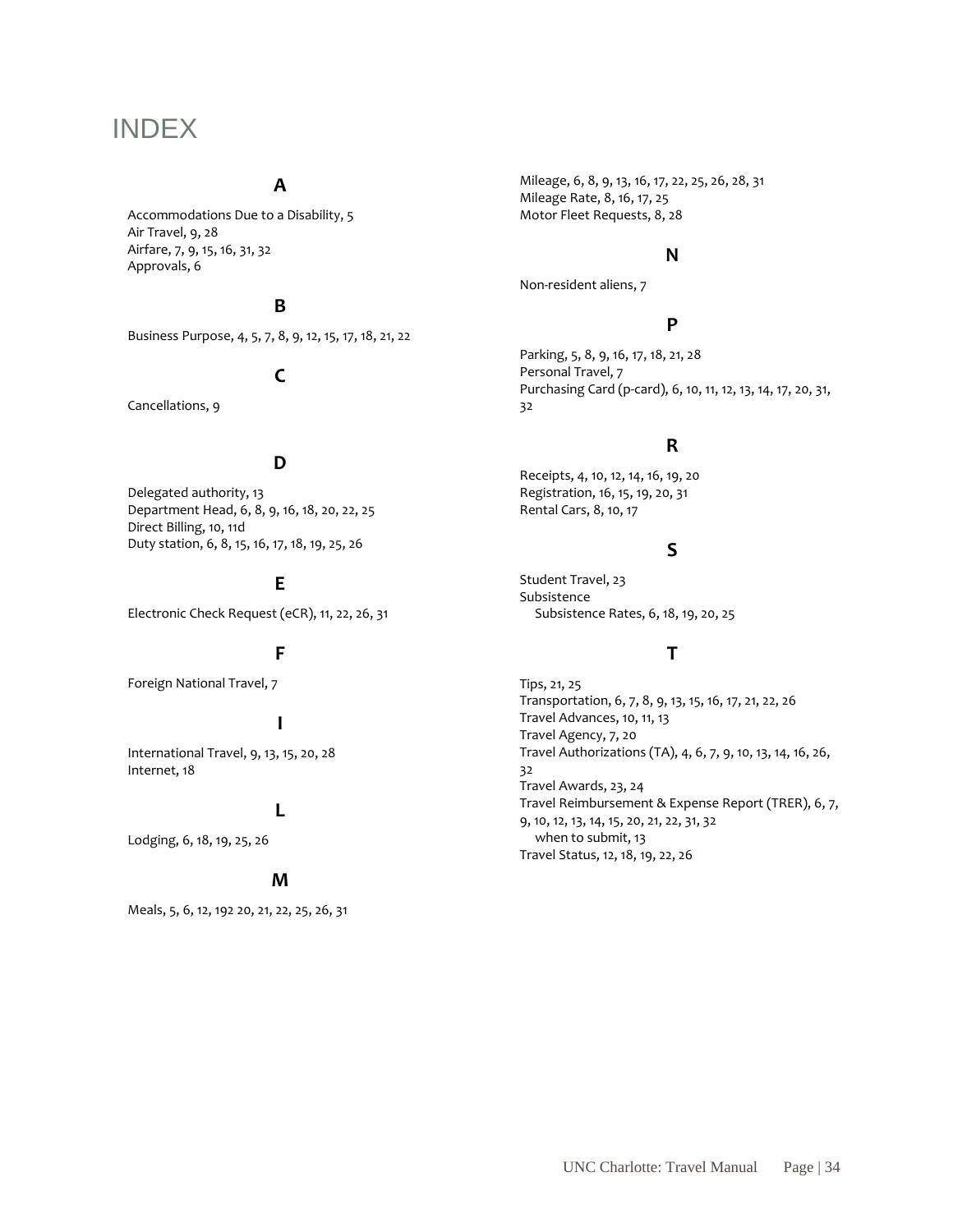# INDEX

### A

Accommodations Due to a Disability, 5
Air Travel, 9, 28
Airfare, 7, 9, 15, 16, 31, 32
Approvals, 6

### B

Business Purpose, 4, 5, 7, 8, 9, 12, 15, 17, 18, 21, 22

### C

Cancellations, 9

### D

Delegated authority, 13
Department Head, 6, 8, 9, 16, 18, 20, 22, 25
Direct Billing, 10, 11d
Duty station, 6, 8, 15, 16, 17, 18, 19, 25, 26

### E

Electronic Check Request (eCR), 11, 22, 26, 31

### F

Foreign National Travel, 7

### I

International Travel, 9, 13, 15, 20, 28
Internet, 18

### L

Lodging, 6, 18, 19, 25, 26

### M

Meals, 5, 6, 12, 192 20, 21, 22, 25, 26, 31
Mileage, 6, 8, 9, 13, 16, 17, 22, 25, 26, 28, 31
Mileage Rate, 8, 16, 17, 25
Motor Fleet Requests, 8, 28

### N

Non-resident aliens, 7

### P

Parking, 5, 8, 9, 16, 17, 18, 21, 28
Personal Travel, 7
Purchasing Card (p-card), 6, 10, 11, 12, 13, 14, 17, 20, 31, 32

### R

Receipts, 4, 10, 12, 14, 16, 19, 20
Registration, 16, 15, 19, 20, 31
Rental Cars, 8, 10, 17

### S

Student Travel, 23
Subsistence
- Subsistence Rates, 6, 18, 19, 20, 25

### T

Tips, 21, 25
Transportation, 6, 7, 8, 9, 13, 15, 16, 17, 21, 22, 26
Travel Advances, 10, 11, 13
Travel Agency, 7, 20
Travel Authorizations (TA), 4, 6, 7, 9, 10, 13, 14, 16, 26, 32
Travel Awards, 23, 24
Travel Reimbursement & Expense Report (TRER), 6, 7, 9, 10, 12, 13, 14, 15, 20, 21, 22, 31, 32
- when to submit, 13

Travel Status, 12, 18, 19, 22, 26